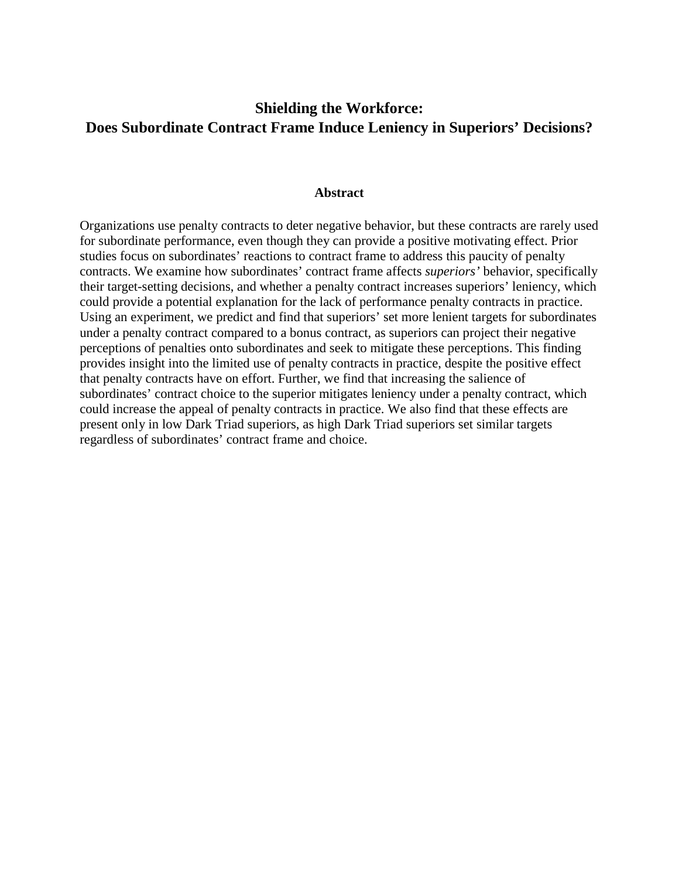# Shielding the Workforce:
# Does Subordinate Contract Frame Induce Leniency in Superiors' Decisions?

### Abstract

Organizations use penalty contracts to deter negative behavior, but these contracts are rarely used for subordinate performance, even though they can provide a positive motivating effect. Prior studies focus on subordinates' reactions to contract frame to address this paucity of penalty contracts. We examine how subordinates' contract frame affects *superiors'* behavior, specifically their target-setting decisions, and whether a penalty contract increases superiors' leniency, which could provide a potential explanation for the lack of performance penalty contracts in practice. Using an experiment, we predict and find that superiors' set more lenient targets for subordinates under a penalty contract compared to a bonus contract, as superiors can project their negative perceptions of penalties onto subordinates and seek to mitigate these perceptions. This finding provides insight into the limited use of penalty contracts in practice, despite the positive effect that penalty contracts have on effort. Further, we find that increasing the salience of subordinates' contract choice to the superior mitigates leniency under a penalty contract, which could increase the appeal of penalty contracts in practice. We also find that these effects are present only in low Dark Triad superiors, as high Dark Triad superiors set similar targets regardless of subordinates' contract frame and choice.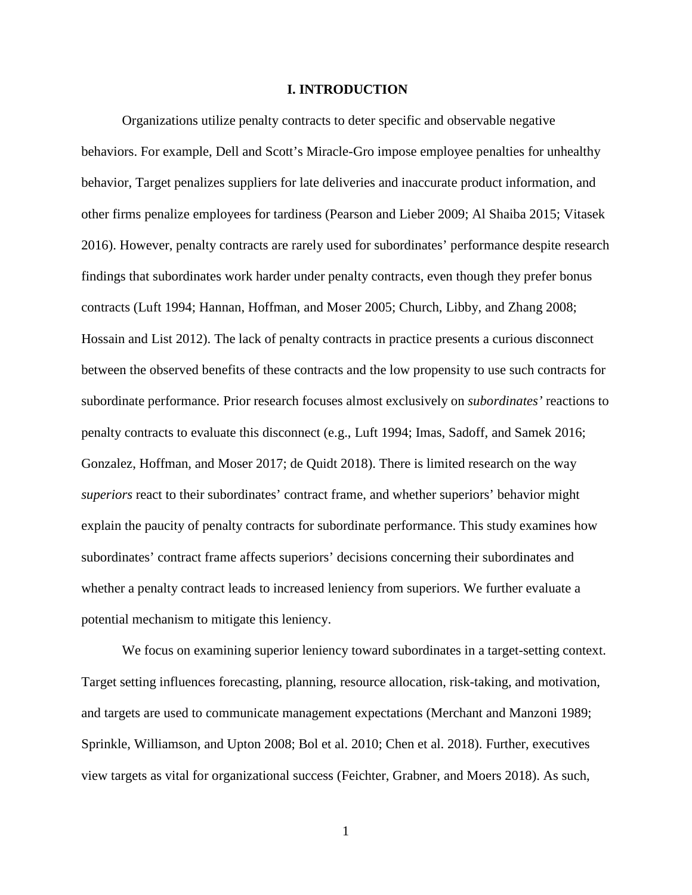# I. INTRODUCTION

Organizations utilize penalty contracts to deter specific and observable negative behaviors. For example, Dell and Scott's Miracle-Gro impose employee penalties for unhealthy behavior, Target penalizes suppliers for late deliveries and inaccurate product information, and other firms penalize employees for tardiness (Pearson and Lieber 2009; Al Shaiba 2015; Vitasek 2016). However, penalty contracts are rarely used for subordinates' performance despite research findings that subordinates work harder under penalty contracts, even though they prefer bonus contracts (Luft 1994; Hannan, Hoffman, and Moser 2005; Church, Libby, and Zhang 2008; Hossain and List 2012). The lack of penalty contracts in practice presents a curious disconnect between the observed benefits of these contracts and the low propensity to use such contracts for subordinate performance. Prior research focuses almost exclusively on *subordinates'* reactions to penalty contracts to evaluate this disconnect (e.g., Luft 1994; Imas, Sadoff, and Samek 2016; Gonzalez, Hoffman, and Moser 2017; de Quidt 2018). There is limited research on the way *superiors* react to their subordinates' contract frame, and whether superiors' behavior might explain the paucity of penalty contracts for subordinate performance. This study examines how subordinates' contract frame affects superiors' decisions concerning their subordinates and whether a penalty contract leads to increased leniency from superiors. We further evaluate a potential mechanism to mitigate this leniency.

We focus on examining superior leniency toward subordinates in a target-setting context. Target setting influences forecasting, planning, resource allocation, risk-taking, and motivation, and targets are used to communicate management expectations (Merchant and Manzoni 1989; Sprinkle, Williamson, and Upton 2008; Bol et al. 2010; Chen et al. 2018). Further, executives view targets as vital for organizational success (Feichter, Grabner, and Moers 2018). As such,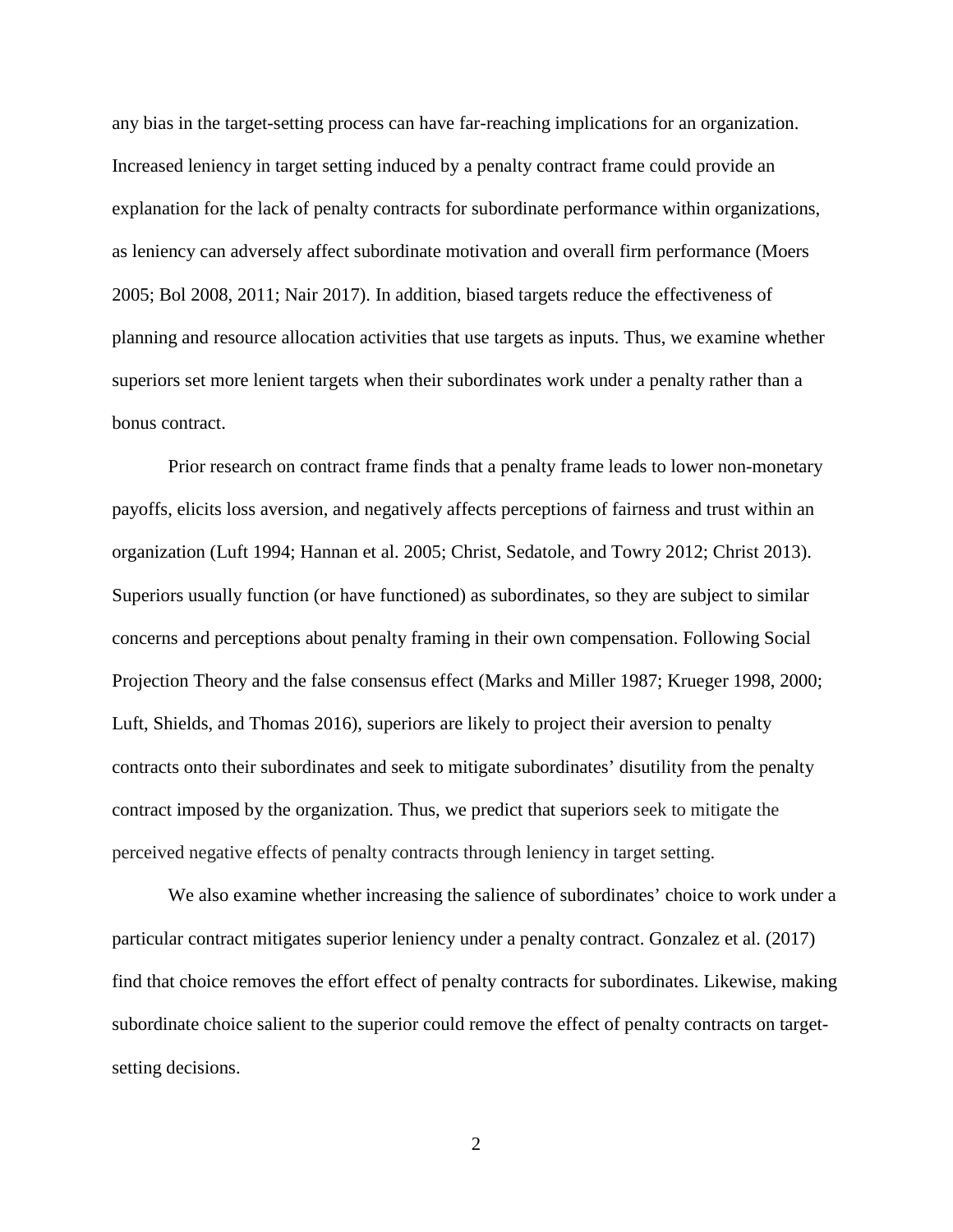any bias in the target-setting process can have far-reaching implications for an organization. Increased leniency in target setting induced by a penalty contract frame could provide an explanation for the lack of penalty contracts for subordinate performance within organizations, as leniency can adversely affect subordinate motivation and overall firm performance (Moers 2005; Bol 2008, 2011; Nair 2017). In addition, biased targets reduce the effectiveness of planning and resource allocation activities that use targets as inputs. Thus, we examine whether superiors set more lenient targets when their subordinates work under a penalty rather than a bonus contract.

Prior research on contract frame finds that a penalty frame leads to lower non-monetary payoffs, elicits loss aversion, and negatively affects perceptions of fairness and trust within an organization (Luft 1994; Hannan et al. 2005; Christ, Sedatole, and Towry 2012; Christ 2013). Superiors usually function (or have functioned) as subordinates, so they are subject to similar concerns and perceptions about penalty framing in their own compensation. Following Social Projection Theory and the false consensus effect (Marks and Miller 1987; Krueger 1998, 2000; Luft, Shields, and Thomas 2016), superiors are likely to project their aversion to penalty contracts onto their subordinates and seek to mitigate subordinates' disutility from the penalty contract imposed by the organization. Thus, we predict that superiors seek to mitigate the perceived negative effects of penalty contracts through leniency in target setting.

We also examine whether increasing the salience of subordinates' choice to work under a particular contract mitigates superior leniency under a penalty contract. Gonzalez et al. (2017) find that choice removes the effort effect of penalty contracts for subordinates. Likewise, making subordinate choice salient to the superior could remove the effect of penalty contracts on target-setting decisions.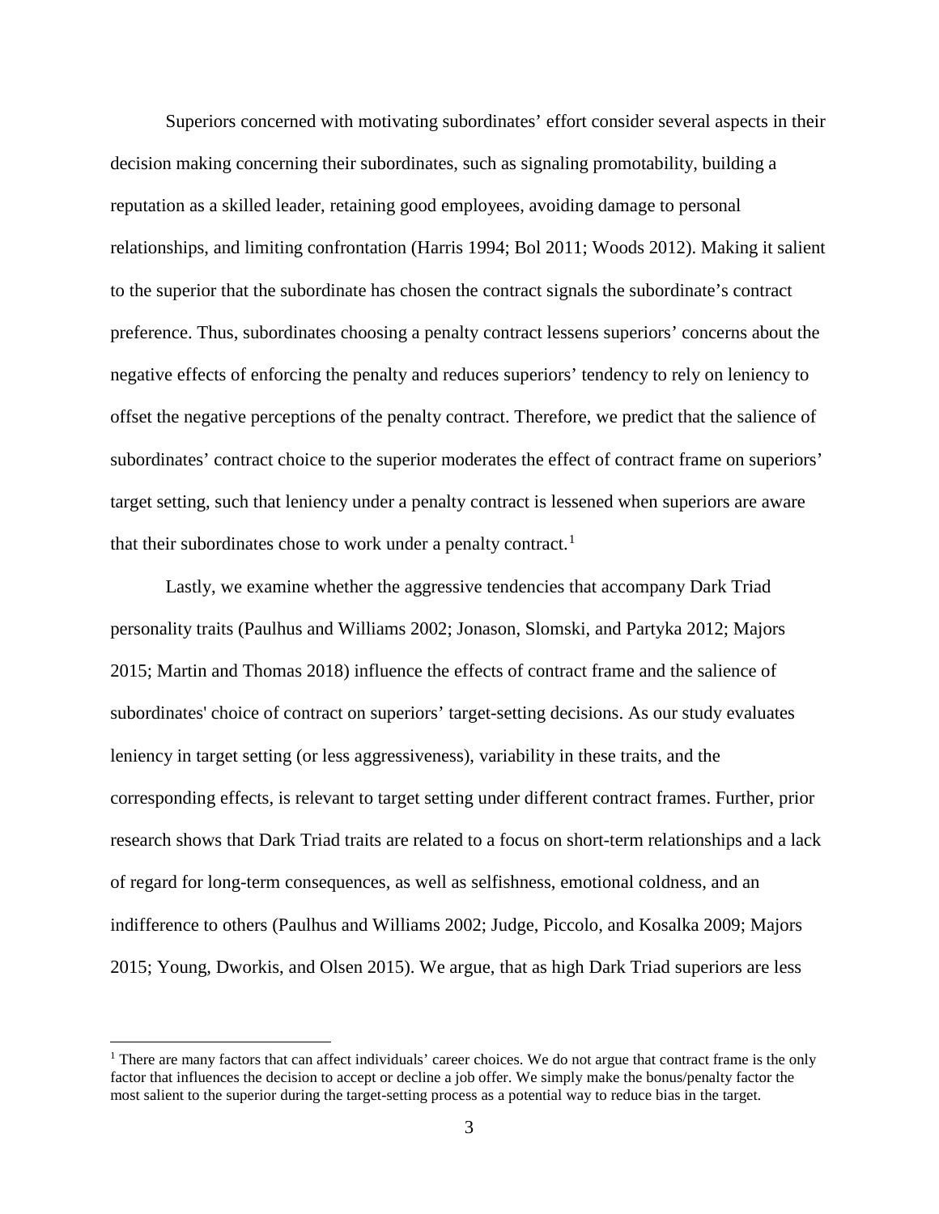Superiors concerned with motivating subordinates' effort consider several aspects in their decision making concerning their subordinates, such as signaling promotability, building a reputation as a skilled leader, retaining good employees, avoiding damage to personal relationships, and limiting confrontation (Harris 1994; Bol 2011; Woods 2012). Making it salient to the superior that the subordinate has chosen the contract signals the subordinate's contract preference. Thus, subordinates choosing a penalty contract lessens superiors' concerns about the negative effects of enforcing the penalty and reduces superiors' tendency to rely on leniency to offset the negative perceptions of the penalty contract. Therefore, we predict that the salience of subordinates' contract choice to the superior moderates the effect of contract frame on superiors' target setting, such that leniency under a penalty contract is lessened when superiors are aware that their subordinates chose to work under a penalty contract.[1]

Lastly, we examine whether the aggressive tendencies that accompany Dark Triad personality traits (Paulhus and Williams 2002; Jonason, Slomski, and Partyka 2012; Majors 2015; Martin and Thomas 2018) influence the effects of contract frame and the salience of subordinates' choice of contract on superiors' target-setting decisions. As our study evaluates leniency in target setting (or less aggressiveness), variability in these traits, and the corresponding effects, is relevant to target setting under different contract frames. Further, prior research shows that Dark Triad traits are related to a focus on short-term relationships and a lack of regard for long-term consequences, as well as selfishness, emotional coldness, and an indifference to others (Paulhus and Williams 2002; Judge, Piccolo, and Kosalka 2009; Majors 2015; Young, Dworkis, and Olsen 2015). We argue, that as high Dark Triad superiors are less

[1] There are many factors that can affect individuals' career choices. We do not argue that contract frame is the only factor that influences the decision to accept or decline a job offer. We simply make the bonus/penalty factor the most salient to the superior during the target-setting process as a potential way to reduce bias in the target.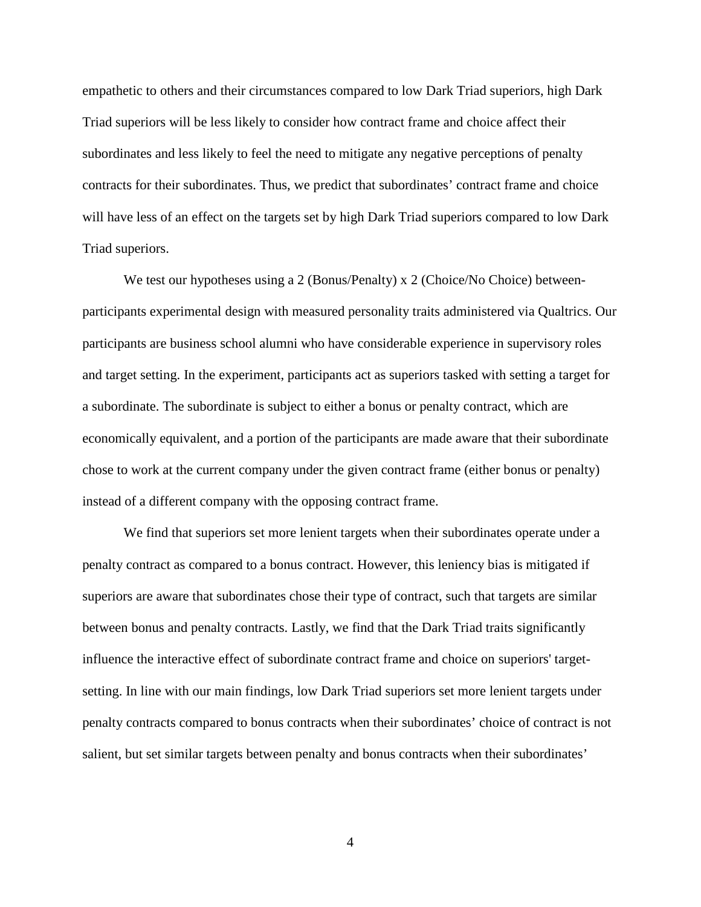empathetic to others and their circumstances compared to low Dark Triad superiors, high Dark Triad superiors will be less likely to consider how contract frame and choice affect their subordinates and less likely to feel the need to mitigate any negative perceptions of penalty contracts for their subordinates. Thus, we predict that subordinates' contract frame and choice will have less of an effect on the targets set by high Dark Triad superiors compared to low Dark Triad superiors.

We test our hypotheses using a 2 (Bonus/Penalty) x 2 (Choice/No Choice) between-participants experimental design with measured personality traits administered via Qualtrics. Our participants are business school alumni who have considerable experience in supervisory roles and target setting. In the experiment, participants act as superiors tasked with setting a target for a subordinate. The subordinate is subject to either a bonus or penalty contract, which are economically equivalent, and a portion of the participants are made aware that their subordinate chose to work at the current company under the given contract frame (either bonus or penalty) instead of a different company with the opposing contract frame.

We find that superiors set more lenient targets when their subordinates operate under a penalty contract as compared to a bonus contract. However, this leniency bias is mitigated if superiors are aware that subordinates chose their type of contract, such that targets are similar between bonus and penalty contracts. Lastly, we find that the Dark Triad traits significantly influence the interactive effect of subordinate contract frame and choice on superiors' target-setting. In line with our main findings, low Dark Triad superiors set more lenient targets under penalty contracts compared to bonus contracts when their subordinates' choice of contract is not salient, but set similar targets between penalty and bonus contracts when their subordinates'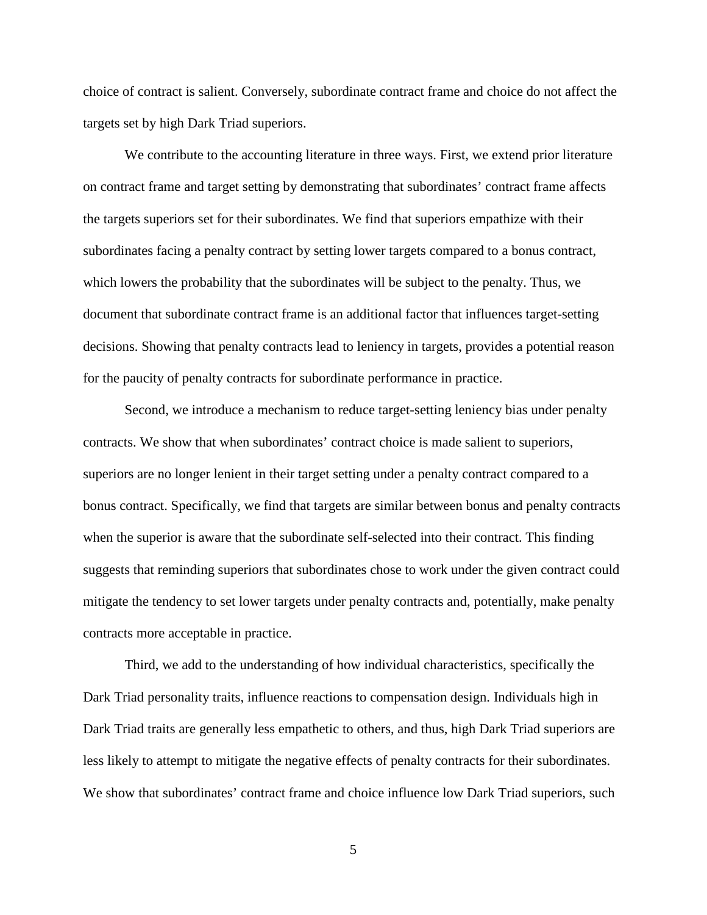choice of contract is salient. Conversely, subordinate contract frame and choice do not affect the targets set by high Dark Triad superiors.

We contribute to the accounting literature in three ways. First, we extend prior literature on contract frame and target setting by demonstrating that subordinates' contract frame affects the targets superiors set for their subordinates. We find that superiors empathize with their subordinates facing a penalty contract by setting lower targets compared to a bonus contract, which lowers the probability that the subordinates will be subject to the penalty. Thus, we document that subordinate contract frame is an additional factor that influences target-setting decisions. Showing that penalty contracts lead to leniency in targets, provides a potential reason for the paucity of penalty contracts for subordinate performance in practice.

Second, we introduce a mechanism to reduce target-setting leniency bias under penalty contracts. We show that when subordinates' contract choice is made salient to superiors, superiors are no longer lenient in their target setting under a penalty contract compared to a bonus contract. Specifically, we find that targets are similar between bonus and penalty contracts when the superior is aware that the subordinate self-selected into their contract. This finding suggests that reminding superiors that subordinates chose to work under the given contract could mitigate the tendency to set lower targets under penalty contracts and, potentially, make penalty contracts more acceptable in practice.

Third, we add to the understanding of how individual characteristics, specifically the Dark Triad personality traits, influence reactions to compensation design. Individuals high in Dark Triad traits are generally less empathetic to others, and thus, high Dark Triad superiors are less likely to attempt to mitigate the negative effects of penalty contracts for their subordinates. We show that subordinates' contract frame and choice influence low Dark Triad superiors, such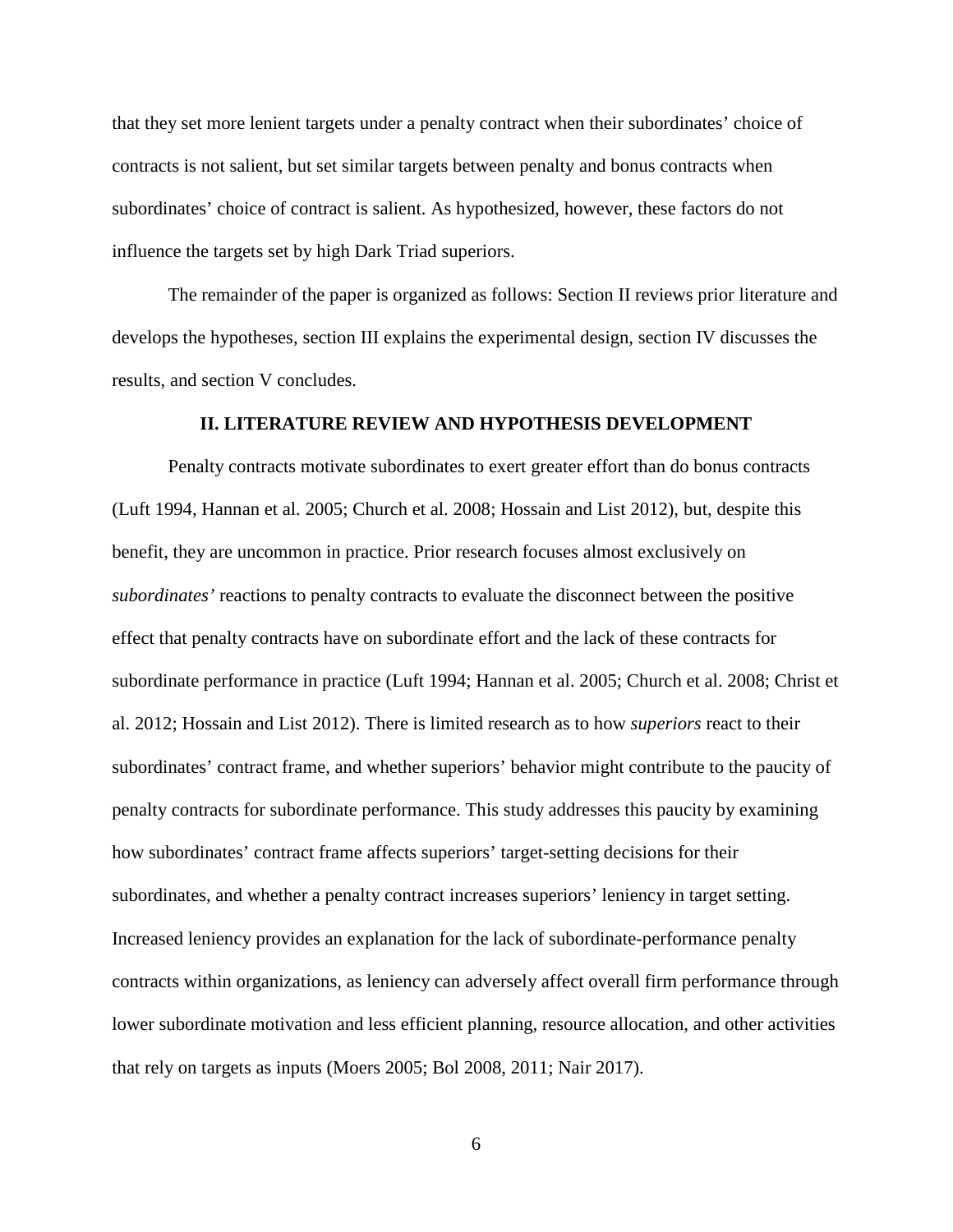that they set more lenient targets under a penalty contract when their subordinates' choice of contracts is not salient, but set similar targets between penalty and bonus contracts when subordinates' choice of contract is salient. As hypothesized, however, these factors do not influence the targets set by high Dark Triad superiors.

The remainder of the paper is organized as follows: Section II reviews prior literature and develops the hypotheses, section III explains the experimental design, section IV discusses the results, and section V concludes.

## II. LITERATURE REVIEW AND HYPOTHESIS DEVELOPMENT

Penalty contracts motivate subordinates to exert greater effort than do bonus contracts (Luft 1994, Hannan et al. 2005; Church et al. 2008; Hossain and List 2012), but, despite this benefit, they are uncommon in practice. Prior research focuses almost exclusively on *subordinates'* reactions to penalty contracts to evaluate the disconnect between the positive effect that penalty contracts have on subordinate effort and the lack of these contracts for subordinate performance in practice (Luft 1994; Hannan et al. 2005; Church et al. 2008; Christ et al. 2012; Hossain and List 2012). There is limited research as to how *superiors* react to their subordinates' contract frame, and whether superiors' behavior might contribute to the paucity of penalty contracts for subordinate performance. This study addresses this paucity by examining how subordinates' contract frame affects superiors' target-setting decisions for their subordinates, and whether a penalty contract increases superiors' leniency in target setting. Increased leniency provides an explanation for the lack of subordinate-performance penalty contracts within organizations, as leniency can adversely affect overall firm performance through lower subordinate motivation and less efficient planning, resource allocation, and other activities that rely on targets as inputs (Moers 2005; Bol 2008, 2011; Nair 2017).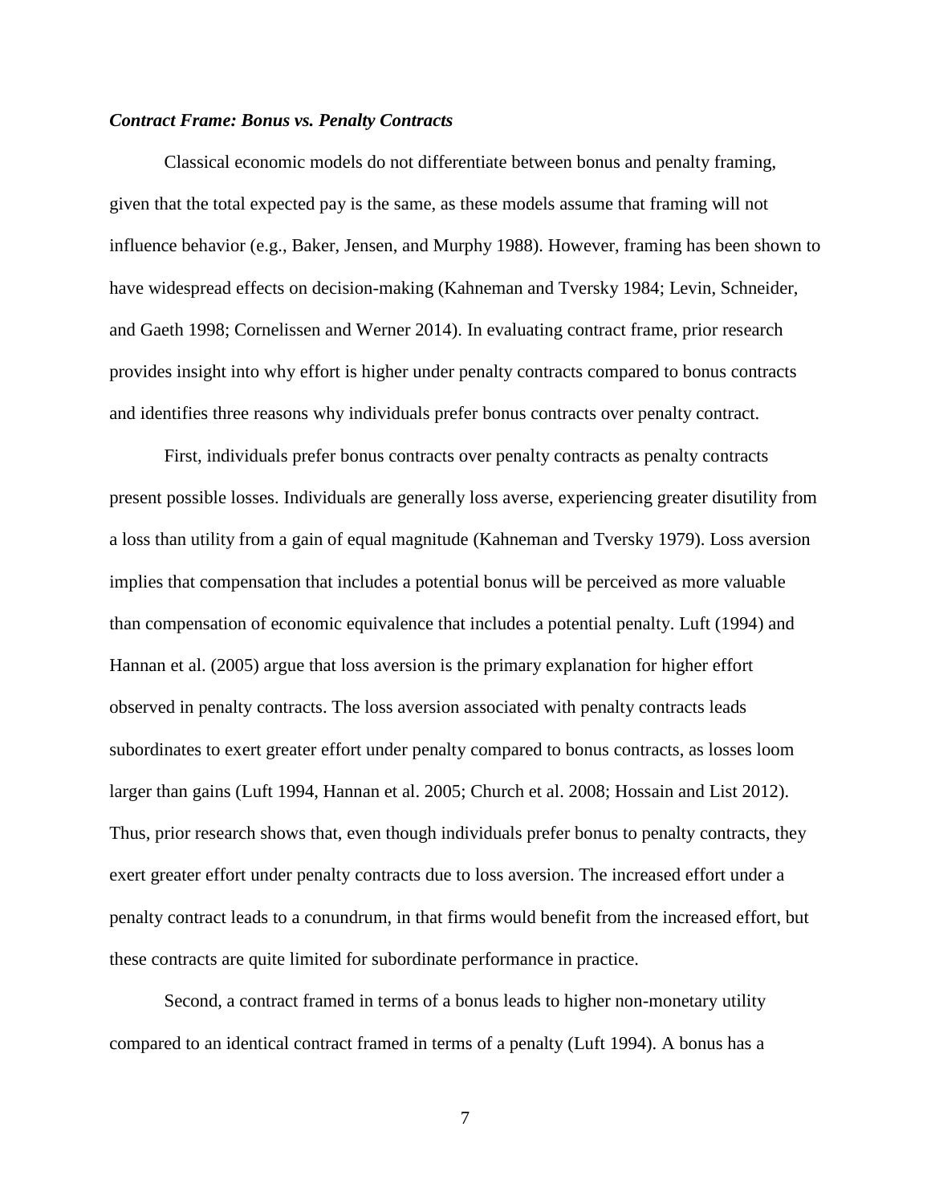### *Contract Frame: Bonus vs. Penalty Contracts*

Classical economic models do not differentiate between bonus and penalty framing, given that the total expected pay is the same, as these models assume that framing will not influence behavior (e.g., Baker, Jensen, and Murphy 1988). However, framing has been shown to have widespread effects on decision-making (Kahneman and Tversky 1984; Levin, Schneider, and Gaeth 1998; Cornelissen and Werner 2014). In evaluating contract frame, prior research provides insight into why effort is higher under penalty contracts compared to bonus contracts and identifies three reasons why individuals prefer bonus contracts over penalty contract.

First, individuals prefer bonus contracts over penalty contracts as penalty contracts present possible losses. Individuals are generally loss averse, experiencing greater disutility from a loss than utility from a gain of equal magnitude (Kahneman and Tversky 1979). Loss aversion implies that compensation that includes a potential bonus will be perceived as more valuable than compensation of economic equivalence that includes a potential penalty. Luft (1994) and Hannan et al. (2005) argue that loss aversion is the primary explanation for higher effort observed in penalty contracts. The loss aversion associated with penalty contracts leads subordinates to exert greater effort under penalty compared to bonus contracts, as losses loom larger than gains (Luft 1994, Hannan et al. 2005; Church et al. 2008; Hossain and List 2012). Thus, prior research shows that, even though individuals prefer bonus to penalty contracts, they exert greater effort under penalty contracts due to loss aversion. The increased effort under a penalty contract leads to a conundrum, in that firms would benefit from the increased effort, but these contracts are quite limited for subordinate performance in practice.

Second, a contract framed in terms of a bonus leads to higher non-monetary utility compared to an identical contract framed in terms of a penalty (Luft 1994). A bonus has a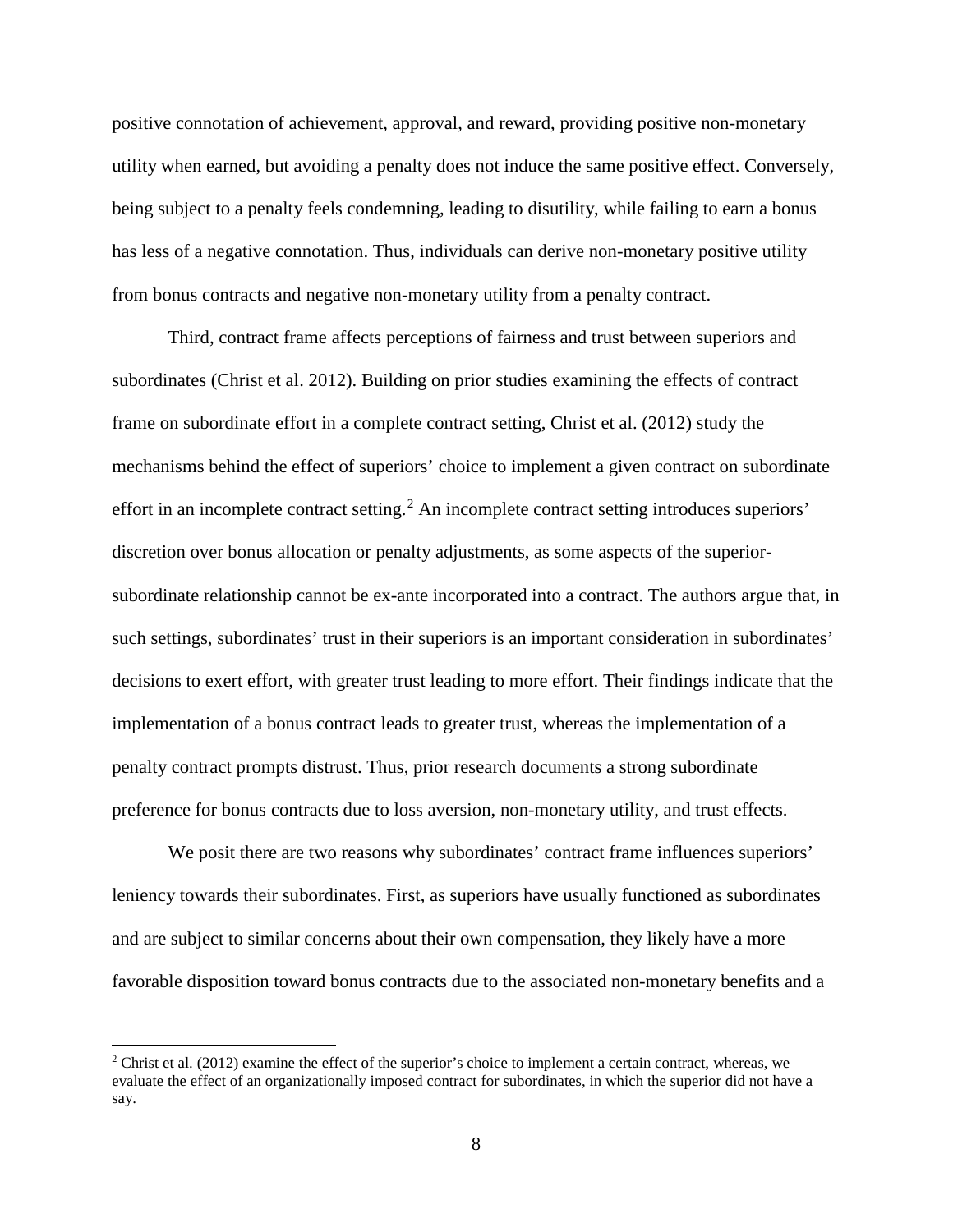positive connotation of achievement, approval, and reward, providing positive non-monetary utility when earned, but avoiding a penalty does not induce the same positive effect. Conversely, being subject to a penalty feels condemning, leading to disutility, while failing to earn a bonus has less of a negative connotation. Thus, individuals can derive non-monetary positive utility from bonus contracts and negative non-monetary utility from a penalty contract.

Third, contract frame affects perceptions of fairness and trust between superiors and subordinates (Christ et al. 2012). Building on prior studies examining the effects of contract frame on subordinate effort in a complete contract setting, Christ et al. (2012) study the mechanisms behind the effect of superiors' choice to implement a given contract on subordinate effort in an incomplete contract setting.[2] An incomplete contract setting introduces superiors' discretion over bonus allocation or penalty adjustments, as some aspects of the superior-subordinate relationship cannot be ex-ante incorporated into a contract. The authors argue that, in such settings, subordinates' trust in their superiors is an important consideration in subordinates' decisions to exert effort, with greater trust leading to more effort. Their findings indicate that the implementation of a bonus contract leads to greater trust, whereas the implementation of a penalty contract prompts distrust. Thus, prior research documents a strong subordinate preference for bonus contracts due to loss aversion, non-monetary utility, and trust effects.

We posit there are two reasons why subordinates' contract frame influences superiors' leniency towards their subordinates. First, as superiors have usually functioned as subordinates and are subject to similar concerns about their own compensation, they likely have a more favorable disposition toward bonus contracts due to the associated non-monetary benefits and a

[2] Christ et al. (2012) examine the effect of the superior's choice to implement a certain contract, whereas, we evaluate the effect of an organizationally imposed contract for subordinates, in which the superior did not have a say.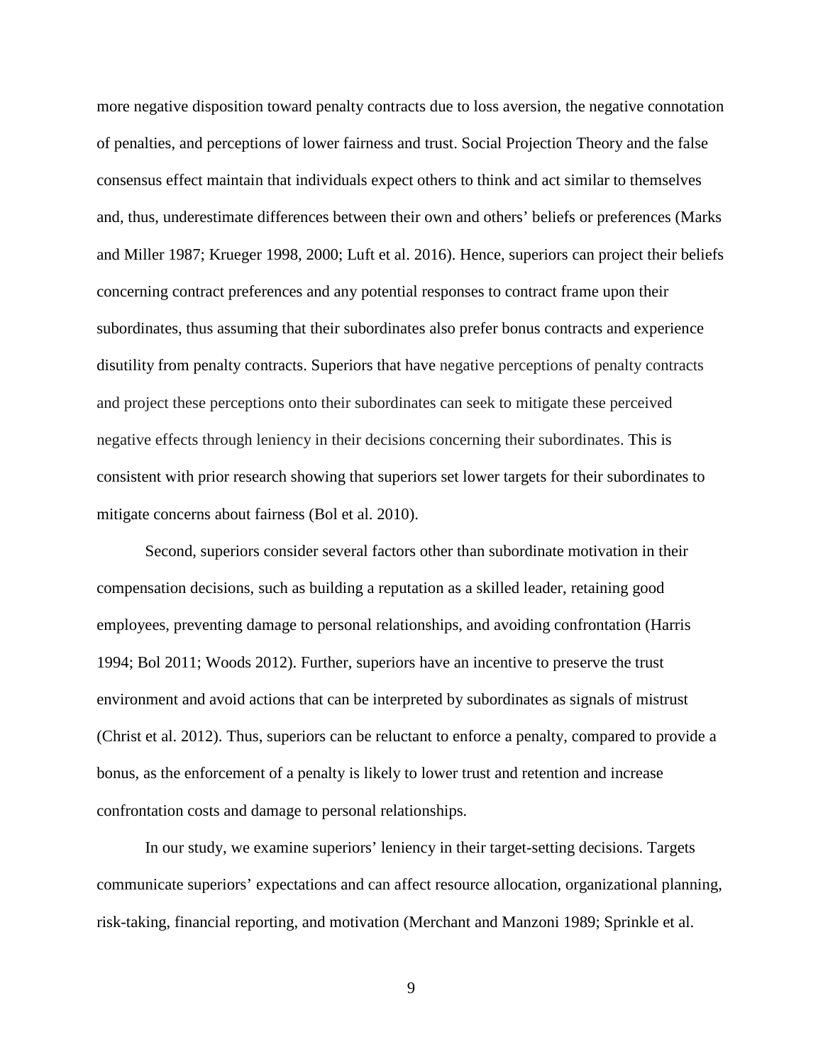more negative disposition toward penalty contracts due to loss aversion, the negative connotation of penalties, and perceptions of lower fairness and trust. Social Projection Theory and the false consensus effect maintain that individuals expect others to think and act similar to themselves and, thus, underestimate differences between their own and others' beliefs or preferences (Marks and Miller 1987; Krueger 1998, 2000; Luft et al. 2016). Hence, superiors can project their beliefs concerning contract preferences and any potential responses to contract frame upon their subordinates, thus assuming that their subordinates also prefer bonus contracts and experience disutility from penalty contracts. Superiors that have negative perceptions of penalty contracts and project these perceptions onto their subordinates can seek to mitigate these perceived negative effects through leniency in their decisions concerning their subordinates. This is consistent with prior research showing that superiors set lower targets for their subordinates to mitigate concerns about fairness (Bol et al. 2010).

Second, superiors consider several factors other than subordinate motivation in their compensation decisions, such as building a reputation as a skilled leader, retaining good employees, preventing damage to personal relationships, and avoiding confrontation (Harris 1994; Bol 2011; Woods 2012). Further, superiors have an incentive to preserve the trust environment and avoid actions that can be interpreted by subordinates as signals of mistrust (Christ et al. 2012). Thus, superiors can be reluctant to enforce a penalty, compared to provide a bonus, as the enforcement of a penalty is likely to lower trust and retention and increase confrontation costs and damage to personal relationships.

In our study, we examine superiors' leniency in their target-setting decisions. Targets communicate superiors' expectations and can affect resource allocation, organizational planning, risk-taking, financial reporting, and motivation (Merchant and Manzoni 1989; Sprinkle et al.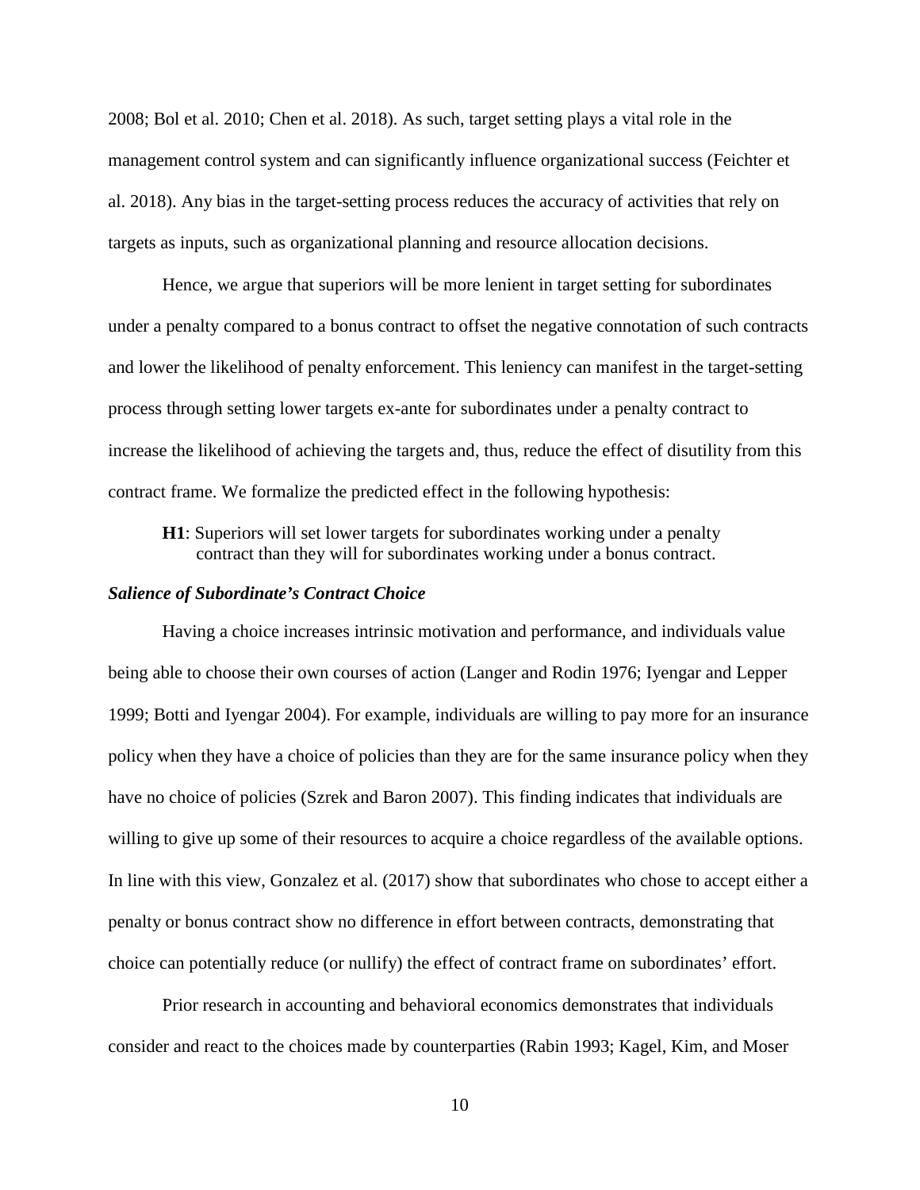2008; Bol et al. 2010; Chen et al. 2018). As such, target setting plays a vital role in the management control system and can significantly influence organizational success (Feichter et al. 2018). Any bias in the target-setting process reduces the accuracy of activities that rely on targets as inputs, such as organizational planning and resource allocation decisions.

Hence, we argue that superiors will be more lenient in target setting for subordinates under a penalty compared to a bonus contract to offset the negative connotation of such contracts and lower the likelihood of penalty enforcement. This leniency can manifest in the target-setting process through setting lower targets ex-ante for subordinates under a penalty contract to increase the likelihood of achieving the targets and, thus, reduce the effect of disutility from this contract frame. We formalize the predicted effect in the following hypothesis:

> **H1**: Superiors will set lower targets for subordinates working under a penalty contract than they will for subordinates working under a bonus contract.

***Salience of Subordinate's Contract Choice***

Having a choice increases intrinsic motivation and performance, and individuals value being able to choose their own courses of action (Langer and Rodin 1976; Iyengar and Lepper 1999; Botti and Iyengar 2004). For example, individuals are willing to pay more for an insurance policy when they have a choice of policies than they are for the same insurance policy when they have no choice of policies (Szrek and Baron 2007). This finding indicates that individuals are willing to give up some of their resources to acquire a choice regardless of the available options. In line with this view, Gonzalez et al. (2017) show that subordinates who chose to accept either a penalty or bonus contract show no difference in effort between contracts, demonstrating that choice can potentially reduce (or nullify) the effect of contract frame on subordinates' effort.

Prior research in accounting and behavioral economics demonstrates that individuals consider and react to the choices made by counterparties (Rabin 1993; Kagel, Kim, and Moser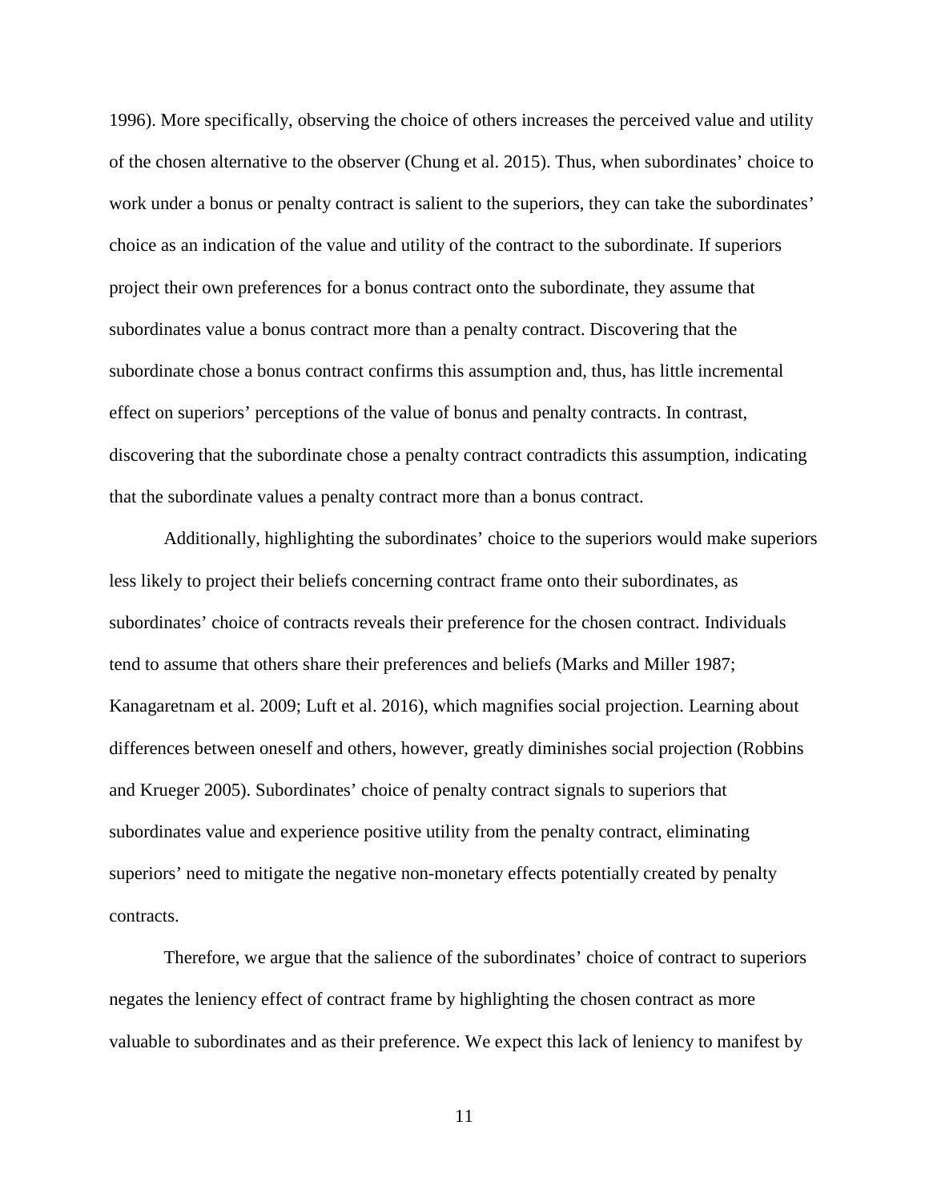1996). More specifically, observing the choice of others increases the perceived value and utility of the chosen alternative to the observer (Chung et al. 2015). Thus, when subordinates' choice to work under a bonus or penalty contract is salient to the superiors, they can take the subordinates' choice as an indication of the value and utility of the contract to the subordinate. If superiors project their own preferences for a bonus contract onto the subordinate, they assume that subordinates value a bonus contract more than a penalty contract. Discovering that the subordinate chose a bonus contract confirms this assumption and, thus, has little incremental effect on superiors' perceptions of the value of bonus and penalty contracts. In contrast, discovering that the subordinate chose a penalty contract contradicts this assumption, indicating that the subordinate values a penalty contract more than a bonus contract.

Additionally, highlighting the subordinates' choice to the superiors would make superiors less likely to project their beliefs concerning contract frame onto their subordinates, as subordinates' choice of contracts reveals their preference for the chosen contract. Individuals tend to assume that others share their preferences and beliefs (Marks and Miller 1987; Kanagaretnam et al. 2009; Luft et al. 2016), which magnifies social projection. Learning about differences between oneself and others, however, greatly diminishes social projection (Robbins and Krueger 2005). Subordinates' choice of penalty contract signals to superiors that subordinates value and experience positive utility from the penalty contract, eliminating superiors' need to mitigate the negative non-monetary effects potentially created by penalty contracts.

Therefore, we argue that the salience of the subordinates' choice of contract to superiors negates the leniency effect of contract frame by highlighting the chosen contract as more valuable to subordinates and as their preference. We expect this lack of leniency to manifest by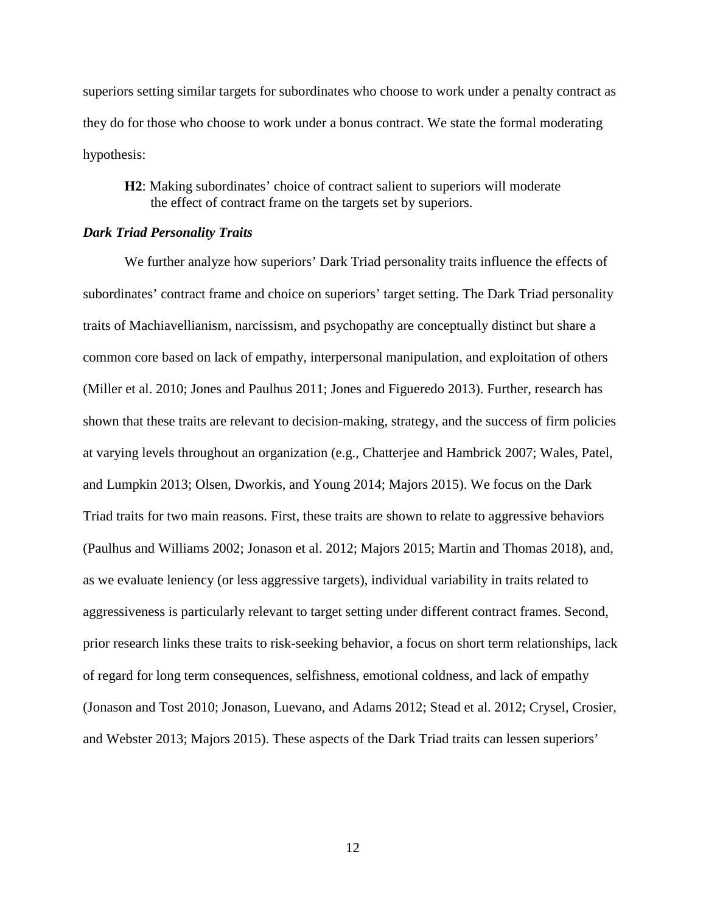superiors setting similar targets for subordinates who choose to work under a penalty contract as they do for those who choose to work under a bonus contract. We state the formal moderating hypothesis:

> **H2**: Making subordinates' choice of contract salient to superiors will moderate the effect of contract frame on the targets set by superiors.

### *Dark Triad Personality Traits*

We further analyze how superiors' Dark Triad personality traits influence the effects of subordinates' contract frame and choice on superiors' target setting. The Dark Triad personality traits of Machiavellianism, narcissism, and psychopathy are conceptually distinct but share a common core based on lack of empathy, interpersonal manipulation, and exploitation of others (Miller et al. 2010; Jones and Paulhus 2011; Jones and Figueredo 2013). Further, research has shown that these traits are relevant to decision-making, strategy, and the success of firm policies at varying levels throughout an organization (e.g., Chatterjee and Hambrick 2007; Wales, Patel, and Lumpkin 2013; Olsen, Dworkis, and Young 2014; Majors 2015). We focus on the Dark Triad traits for two main reasons. First, these traits are shown to relate to aggressive behaviors (Paulhus and Williams 2002; Jonason et al. 2012; Majors 2015; Martin and Thomas 2018), and, as we evaluate leniency (or less aggressive targets), individual variability in traits related to aggressiveness is particularly relevant to target setting under different contract frames. Second, prior research links these traits to risk-seeking behavior, a focus on short term relationships, lack of regard for long term consequences, selfishness, emotional coldness, and lack of empathy (Jonason and Tost 2010; Jonason, Luevano, and Adams 2012; Stead et al. 2012; Crysel, Crosier, and Webster 2013; Majors 2015). These aspects of the Dark Triad traits can lessen superiors'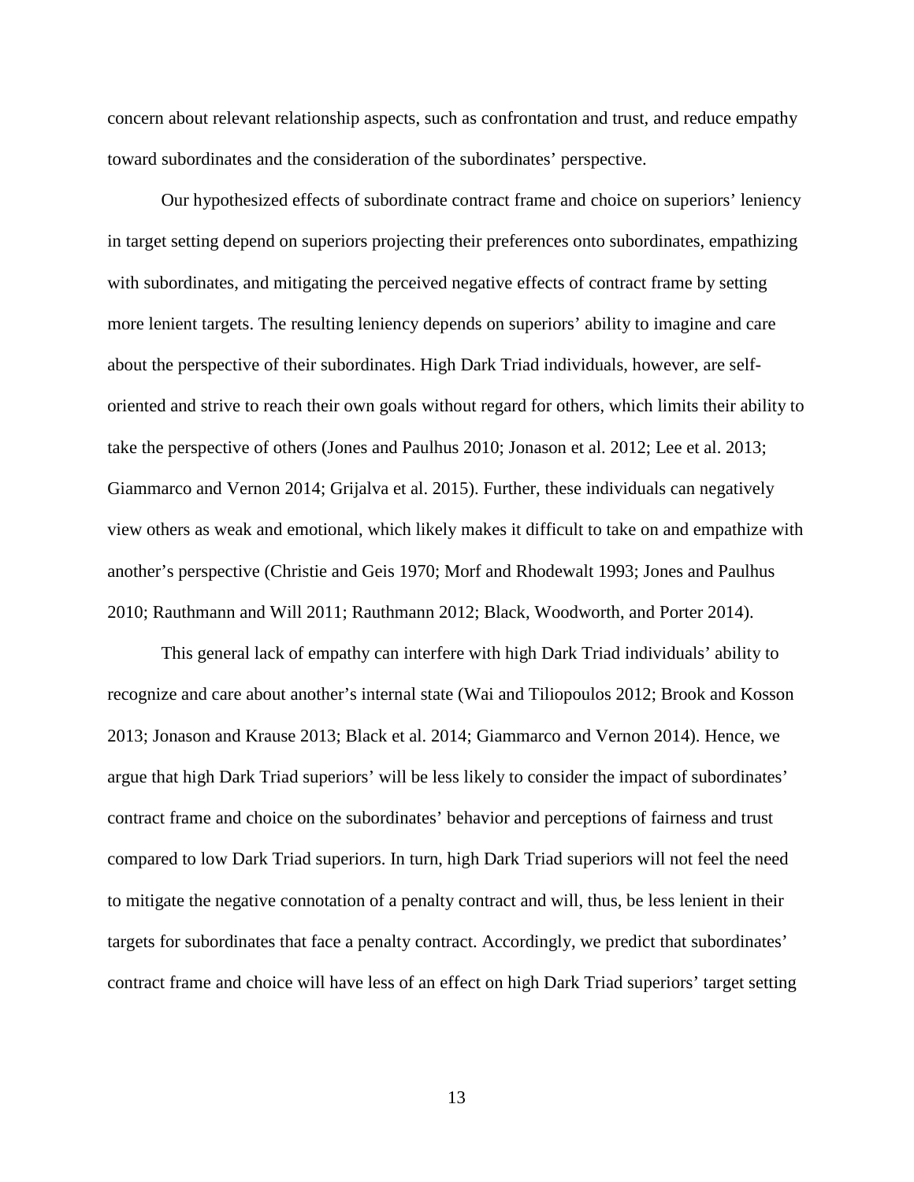concern about relevant relationship aspects, such as confrontation and trust, and reduce empathy toward subordinates and the consideration of the subordinates' perspective.

Our hypothesized effects of subordinate contract frame and choice on superiors' leniency in target setting depend on superiors projecting their preferences onto subordinates, empathizing with subordinates, and mitigating the perceived negative effects of contract frame by setting more lenient targets. The resulting leniency depends on superiors' ability to imagine and care about the perspective of their subordinates. High Dark Triad individuals, however, are self-oriented and strive to reach their own goals without regard for others, which limits their ability to take the perspective of others (Jones and Paulhus 2010; Jonason et al. 2012; Lee et al. 2013; Giammarco and Vernon 2014; Grijalva et al. 2015). Further, these individuals can negatively view others as weak and emotional, which likely makes it difficult to take on and empathize with another's perspective (Christie and Geis 1970; Morf and Rhodewalt 1993; Jones and Paulhus 2010; Rauthmann and Will 2011; Rauthmann 2012; Black, Woodworth, and Porter 2014).

This general lack of empathy can interfere with high Dark Triad individuals' ability to recognize and care about another's internal state (Wai and Tiliopoulos 2012; Brook and Kosson 2013; Jonason and Krause 2013; Black et al. 2014; Giammarco and Vernon 2014). Hence, we argue that high Dark Triad superiors' will be less likely to consider the impact of subordinates' contract frame and choice on the subordinates' behavior and perceptions of fairness and trust compared to low Dark Triad superiors. In turn, high Dark Triad superiors will not feel the need to mitigate the negative connotation of a penalty contract and will, thus, be less lenient in their targets for subordinates that face a penalty contract. Accordingly, we predict that subordinates' contract frame and choice will have less of an effect on high Dark Triad superiors' target setting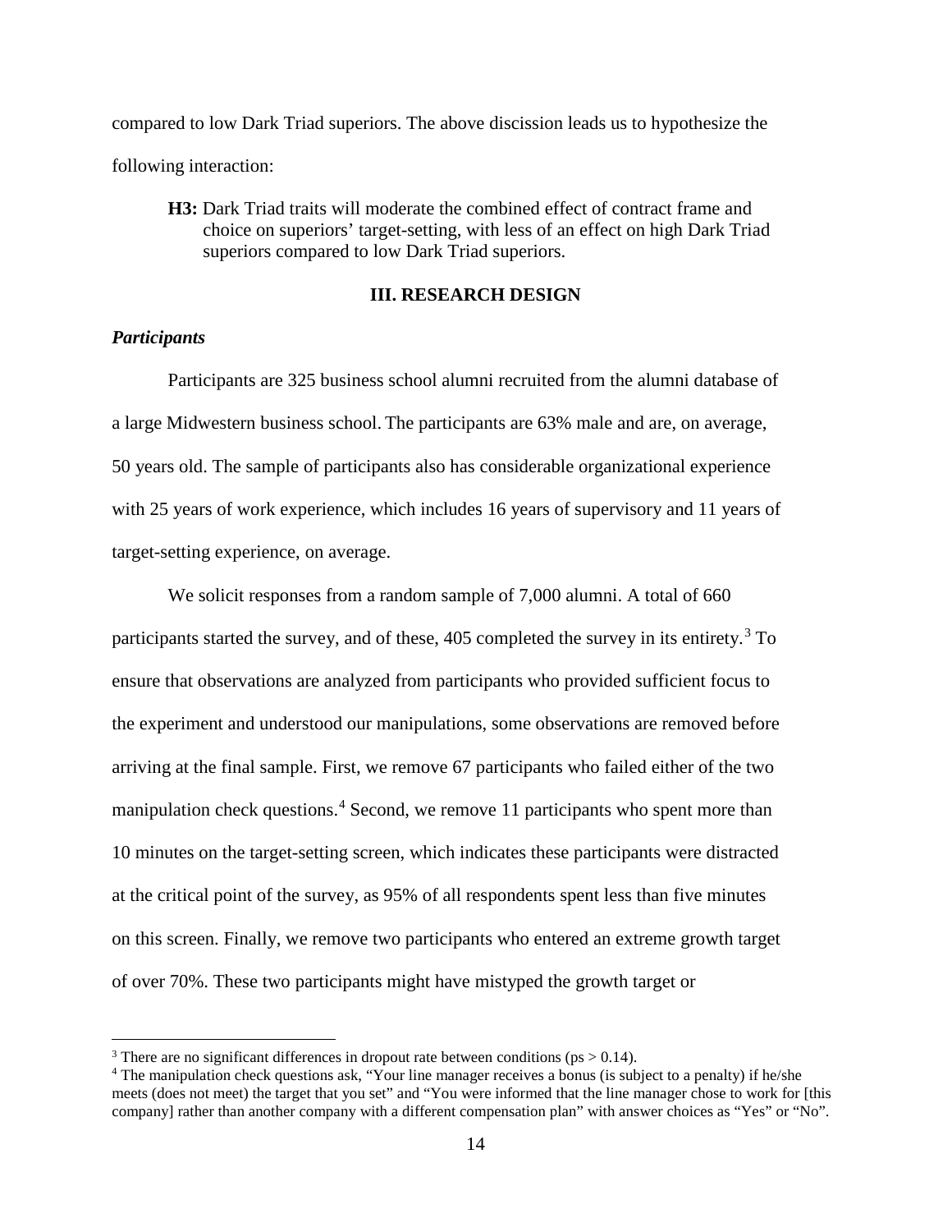compared to low Dark Triad superiors. The above discission leads us to hypothesize the following interaction:

> **H3:** Dark Triad traits will moderate the combined effect of contract frame and choice on superiors' target-setting, with less of an effect on high Dark Triad superiors compared to low Dark Triad superiors.

## III. RESEARCH DESIGN

### *Participants*

Participants are 325 business school alumni recruited from the alumni database of a large Midwestern business school. The participants are 63% male and are, on average, 50 years old. The sample of participants also has considerable organizational experience with 25 years of work experience, which includes 16 years of supervisory and 11 years of target-setting experience, on average.

We solicit responses from a random sample of 7,000 alumni. A total of 660 participants started the survey, and of these, 405 completed the survey in its entirety.[3] To ensure that observations are analyzed from participants who provided sufficient focus to the experiment and understood our manipulations, some observations are removed before arriving at the final sample. First, we remove 67 participants who failed either of the two manipulation check questions.[4] Second, we remove 11 participants who spent more than 10 minutes on the target-setting screen, which indicates these participants were distracted at the critical point of the survey, as 95% of all respondents spent less than five minutes on this screen. Finally, we remove two participants who entered an extreme growth target of over 70%. These two participants might have mistyped the growth target or

---

[3] There are no significant differences in dropout rate between conditions ($ps > 0.14$).

[4] The manipulation check questions ask, "Your line manager receives a bonus (is subject to a penalty) if he/she meets (does not meet) the target that you set" and "You were informed that the line manager chose to work for [this company] rather than another company with a different compensation plan" with answer choices as "Yes" or "No".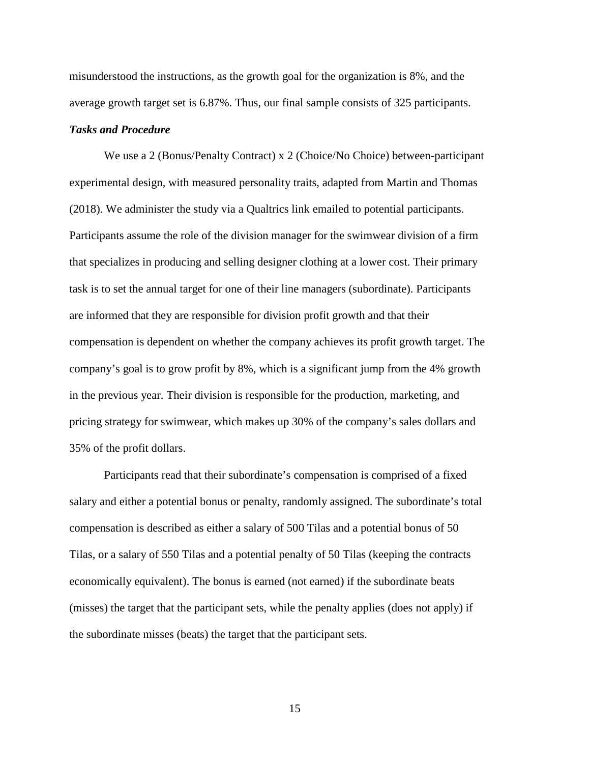misunderstood the instructions, as the growth goal for the organization is 8%, and the average growth target set is 6.87%. Thus, our final sample consists of 325 participants.

***Tasks and Procedure***

We use a 2 (Bonus/Penalty Contract) x 2 (Choice/No Choice) between-participant experimental design, with measured personality traits, adapted from Martin and Thomas (2018). We administer the study via a Qualtrics link emailed to potential participants. Participants assume the role of the division manager for the swimwear division of a firm that specializes in producing and selling designer clothing at a lower cost. Their primary task is to set the annual target for one of their line managers (subordinate). Participants are informed that they are responsible for division profit growth and that their compensation is dependent on whether the company achieves its profit growth target. The company's goal is to grow profit by 8%, which is a significant jump from the 4% growth in the previous year. Their division is responsible for the production, marketing, and pricing strategy for swimwear, which makes up 30% of the company's sales dollars and 35% of the profit dollars.

Participants read that their subordinate's compensation is comprised of a fixed salary and either a potential bonus or penalty, randomly assigned. The subordinate's total compensation is described as either a salary of 500 Tilas and a potential bonus of 50 Tilas, or a salary of 550 Tilas and a potential penalty of 50 Tilas (keeping the contracts economically equivalent). The bonus is earned (not earned) if the subordinate beats (misses) the target that the participant sets, while the penalty applies (does not apply) if the subordinate misses (beats) the target that the participant sets.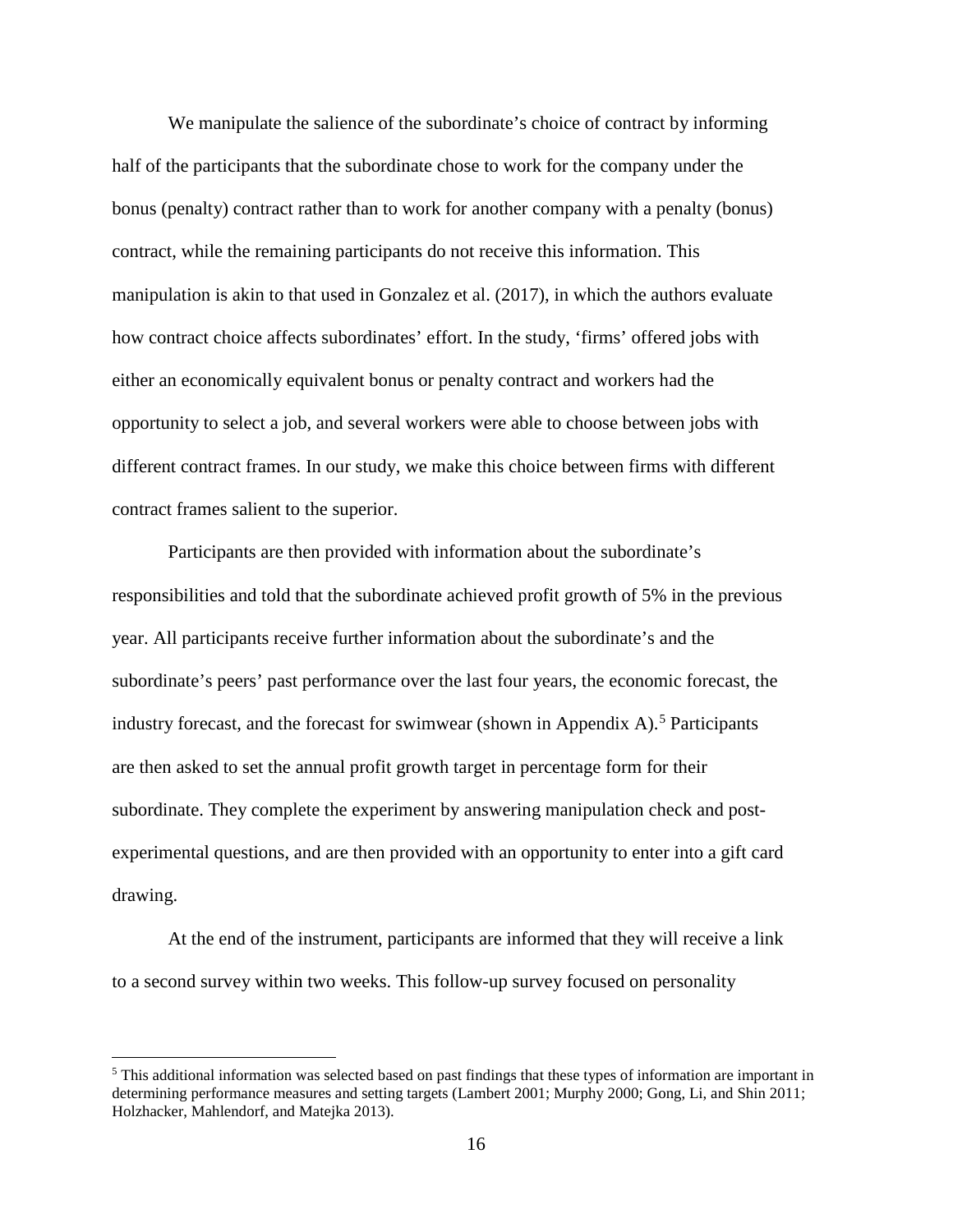We manipulate the salience of the subordinate's choice of contract by informing half of the participants that the subordinate chose to work for the company under the bonus (penalty) contract rather than to work for another company with a penalty (bonus) contract, while the remaining participants do not receive this information. This manipulation is akin to that used in Gonzalez et al. (2017), in which the authors evaluate how contract choice affects subordinates' effort. In the study, 'firms' offered jobs with either an economically equivalent bonus or penalty contract and workers had the opportunity to select a job, and several workers were able to choose between jobs with different contract frames. In our study, we make this choice between firms with different contract frames salient to the superior.

Participants are then provided with information about the subordinate's responsibilities and told that the subordinate achieved profit growth of 5% in the previous year. All participants receive further information about the subordinate's and the subordinate's peers' past performance over the last four years, the economic forecast, the industry forecast, and the forecast for swimwear (shown in Appendix A).[5] Participants are then asked to set the annual profit growth target in percentage form for their subordinate. They complete the experiment by answering manipulation check and post-experimental questions, and are then provided with an opportunity to enter into a gift card drawing.

At the end of the instrument, participants are informed that they will receive a link to a second survey within two weeks. This follow-up survey focused on personality

[5] This additional information was selected based on past findings that these types of information are important in determining performance measures and setting targets (Lambert 2001; Murphy 2000; Gong, Li, and Shin 2011; Holzhacker, Mahlendorf, and Matejka 2013).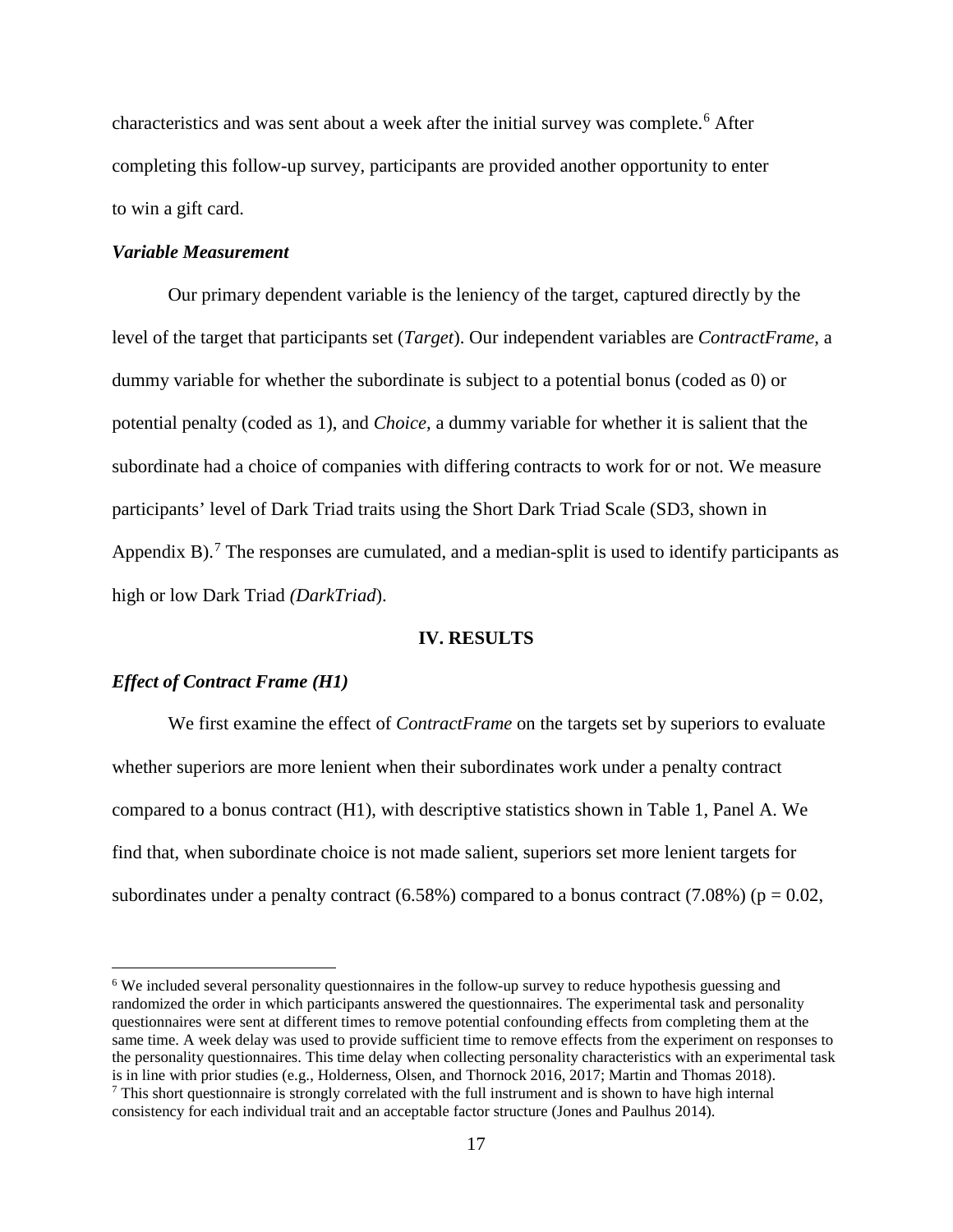characteristics and was sent about a week after the initial survey was complete.[6] After completing this follow-up survey, participants are provided another opportunity to enter to win a gift card.

### *Variable Measurement*

Our primary dependent variable is the leniency of the target, captured directly by the level of the target that participants set (*Target*). Our independent variables are *ContractFrame,* a dummy variable for whether the subordinate is subject to a potential bonus (coded as 0) or potential penalty (coded as 1), and *Choice,* a dummy variable for whether it is salient that the subordinate had a choice of companies with differing contracts to work for or not. We measure participants' level of Dark Triad traits using the Short Dark Triad Scale (SD3, shown in Appendix B).[7] The responses are cumulated, and a median-split is used to identify participants as high or low Dark Triad *(DarkTriad*).

## IV. RESULTS

### *Effect of Contract Frame (H1)*

We first examine the effect of *ContractFrame* on the targets set by superiors to evaluate whether superiors are more lenient when their subordinates work under a penalty contract compared to a bonus contract (H1), with descriptive statistics shown in Table 1, Panel A. We find that, when subordinate choice is not made salient, superiors set more lenient targets for subordinates under a penalty contract (6.58%) compared to a bonus contract (7.08%) ($p = 0.02$,

---

[6] We included several personality questionnaires in the follow-up survey to reduce hypothesis guessing and randomized the order in which participants answered the questionnaires. The experimental task and personality questionnaires were sent at different times to remove potential confounding effects from completing them at the same time. A week delay was used to provide sufficient time to remove effects from the experiment on responses to the personality questionnaires. This time delay when collecting personality characteristics with an experimental task is in line with prior studies (e.g., Holderness, Olsen, and Thornock 2016, 2017; Martin and Thomas 2018).

[7] This short questionnaire is strongly correlated with the full instrument and is shown to have high internal consistency for each individual trait and an acceptable factor structure (Jones and Paulhus 2014).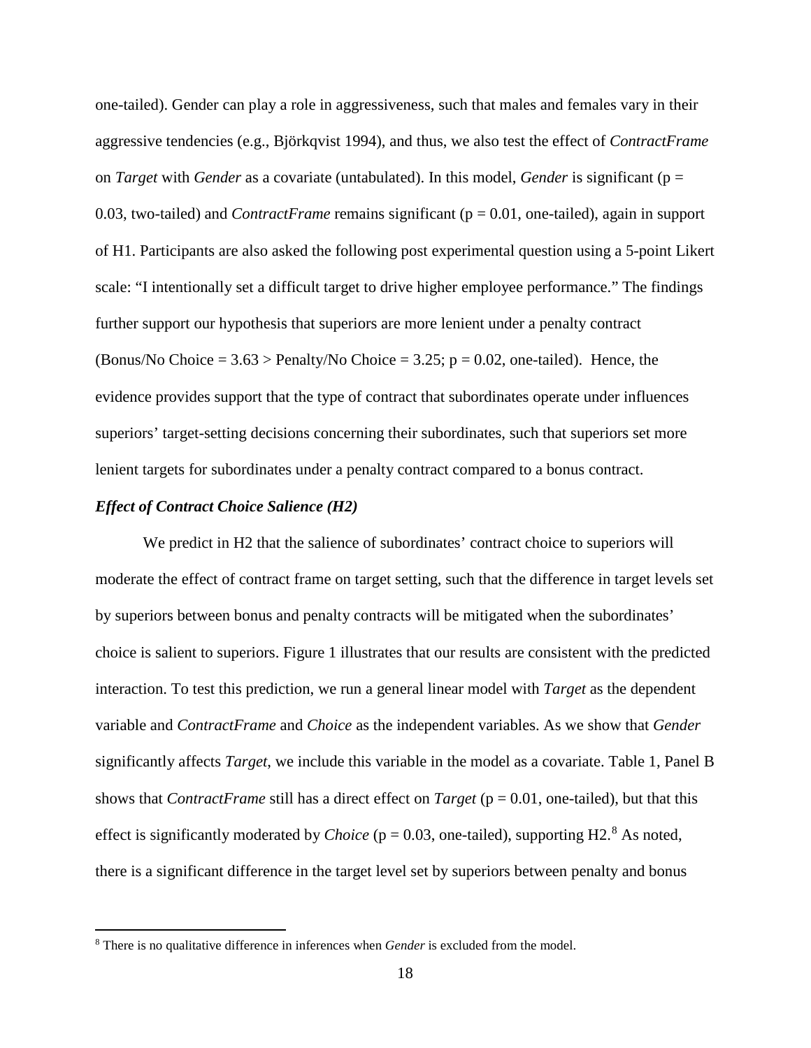one-tailed). Gender can play a role in aggressiveness, such that males and females vary in their aggressive tendencies (e.g., Björkqvist 1994), and thus, we also test the effect of *ContractFrame* on *Target* with *Gender* as a covariate (untabulated). In this model, *Gender* is significant ($p = 0.03$, two-tailed) and *ContractFrame* remains significant ($p = 0.01$, one-tailed), again in support of H1. Participants are also asked the following post experimental question using a 5-point Likert scale: "I intentionally set a difficult target to drive higher employee performance." The findings further support our hypothesis that superiors are more lenient under a penalty contract (Bonus/No Choice = 3.63 > Penalty/No Choice = 3.25; $p = 0.02$, one-tailed). Hence, the evidence provides support that the type of contract that subordinates operate under influences superiors' target-setting decisions concerning their subordinates, such that superiors set more lenient targets for subordinates under a penalty contract compared to a bonus contract.

### *Effect of Contract Choice Salience (H2)*

We predict in H2 that the salience of subordinates' contract choice to superiors will moderate the effect of contract frame on target setting, such that the difference in target levels set by superiors between bonus and penalty contracts will be mitigated when the subordinates' choice is salient to superiors. Figure 1 illustrates that our results are consistent with the predicted interaction. To test this prediction, we run a general linear model with *Target* as the dependent variable and *ContractFrame* and *Choice* as the independent variables. As we show that *Gender* significantly affects *Target*, we include this variable in the model as a covariate. Table 1, Panel B shows that *ContractFrame* still has a direct effect on *Target* ($p = 0.01$, one-tailed), but that this effect is significantly moderated by *Choice* ($p = 0.03$, one-tailed), supporting H2.[8] As noted, there is a significant difference in the target level set by superiors between penalty and bonus

[8] There is no qualitative difference in inferences when *Gender* is excluded from the model.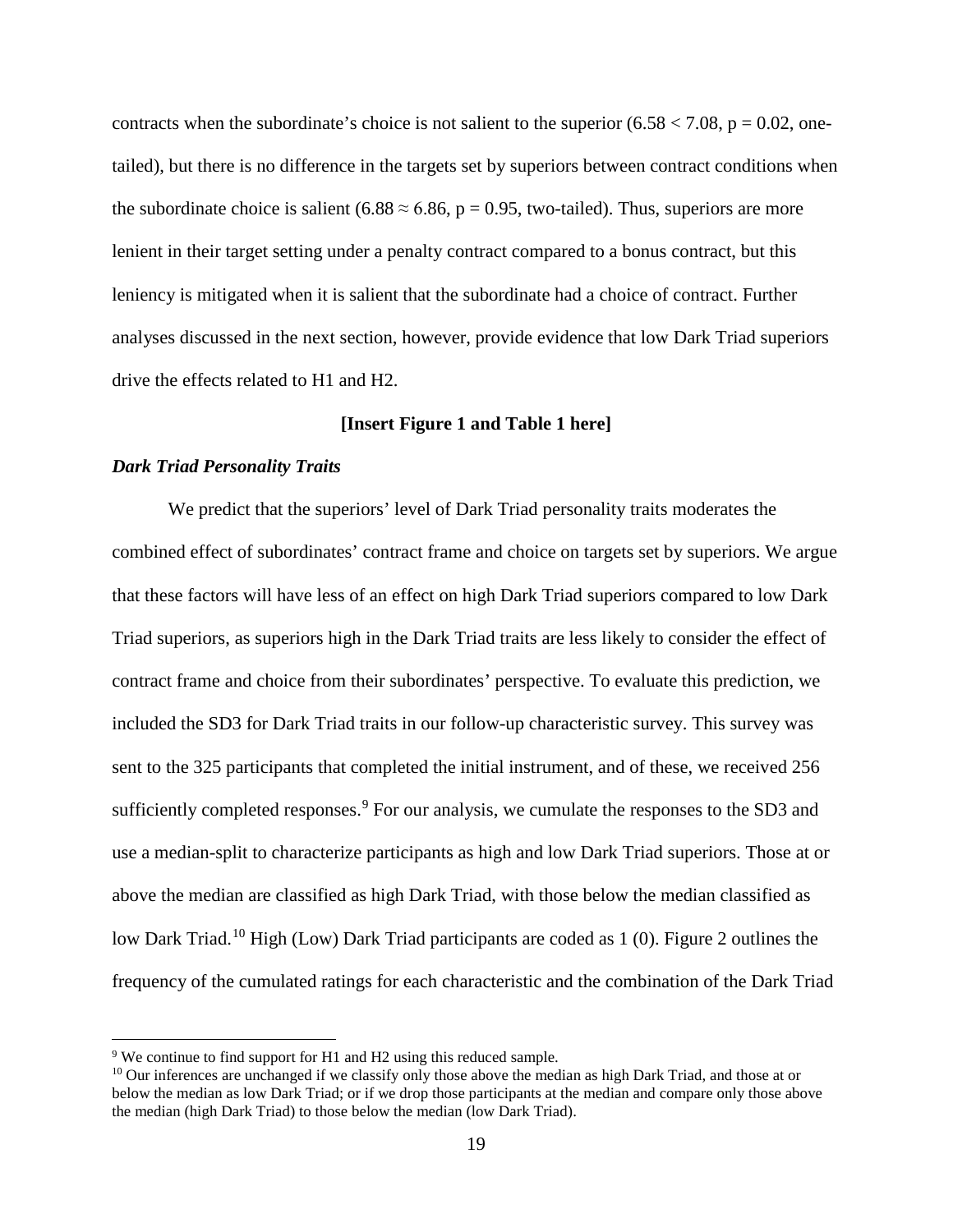contracts when the subordinate's choice is not salient to the superior ($6.58 < 7.08$, $p = 0.02$, one-tailed), but there is no difference in the targets set by superiors between contract conditions when the subordinate choice is salient ($6.88 \approx 6.86$, $p = 0.95$, two-tailed). Thus, superiors are more lenient in their target setting under a penalty contract compared to a bonus contract, but this leniency is mitigated when it is salient that the subordinate had a choice of contract. Further analyses discussed in the next section, however, provide evidence that low Dark Triad superiors drive the effects related to H1 and H2.

**[Insert Figure 1 and Table 1 here]**

***Dark Triad Personality Traits***

We predict that the superiors' level of Dark Triad personality traits moderates the combined effect of subordinates' contract frame and choice on targets set by superiors. We argue that these factors will have less of an effect on high Dark Triad superiors compared to low Dark Triad superiors, as superiors high in the Dark Triad traits are less likely to consider the effect of contract frame and choice from their subordinates' perspective. To evaluate this prediction, we included the SD3 for Dark Triad traits in our follow-up characteristic survey. This survey was sent to the 325 participants that completed the initial instrument, and of these, we received 256 sufficiently completed responses.[9] For our analysis, we cumulate the responses to the SD3 and use a median-split to characterize participants as high and low Dark Triad superiors. Those at or above the median are classified as high Dark Triad, with those below the median classified as low Dark Triad.[10] High (Low) Dark Triad participants are coded as 1 (0). Figure 2 outlines the frequency of the cumulated ratings for each characteristic and the combination of the Dark Triad

[9] We continue to find support for H1 and H2 using this reduced sample.

[10] Our inferences are unchanged if we classify only those above the median as high Dark Triad, and those at or below the median as low Dark Triad; or if we drop those participants at the median and compare only those above the median (high Dark Triad) to those below the median (low Dark Triad).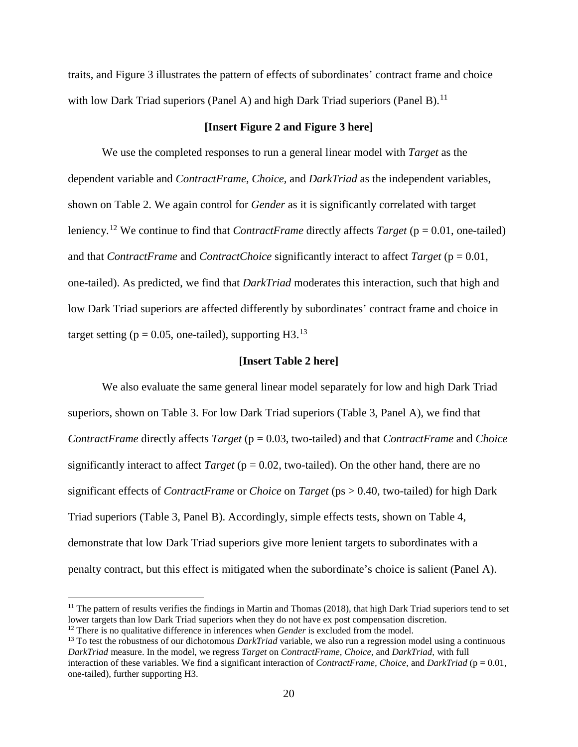traits, and Figure 3 illustrates the pattern of effects of subordinates' contract frame and choice with low Dark Triad superiors (Panel A) and high Dark Triad superiors (Panel B).[11]

**[Insert Figure 2 and Figure 3 here]**

We use the completed responses to run a general linear model with *Target* as the dependent variable and *ContractFrame, Choice,* and *DarkTriad* as the independent variables, shown on Table 2. We again control for *Gender* as it is significantly correlated with target leniency.[12] We continue to find that *ContractFrame* directly affects *Target* ($p = 0.01$, one-tailed) and that *ContractFrame* and *ContractChoice* significantly interact to affect *Target* ($p = 0.01$, one-tailed). As predicted, we find that *DarkTriad* moderates this interaction, such that high and low Dark Triad superiors are affected differently by subordinates' contract frame and choice in target setting ($p = 0.05$, one-tailed), supporting H3.[13]

**[Insert Table 2 here]**

We also evaluate the same general linear model separately for low and high Dark Triad superiors, shown on Table 3. For low Dark Triad superiors (Table 3, Panel A), we find that *ContractFrame* directly affects *Target* ($p = 0.03$, two-tailed) and that *ContractFrame* and *Choice* significantly interact to affect *Target* ($p = 0.02$, two-tailed). On the other hand, there are no significant effects of *ContractFrame* or *Choice* on *Target* (ps > 0.40, two-tailed) for high Dark Triad superiors (Table 3, Panel B). Accordingly, simple effects tests, shown on Table 4, demonstrate that low Dark Triad superiors give more lenient targets to subordinates with a penalty contract, but this effect is mitigated when the subordinate's choice is salient (Panel A).

---

[11] The pattern of results verifies the findings in Martin and Thomas (2018), that high Dark Triad superiors tend to set lower targets than low Dark Triad superiors when they do not have ex post compensation discretion.

[12] There is no qualitative difference in inferences when *Gender* is excluded from the model.

[13] To test the robustness of our dichotomous *DarkTriad* variable, we also run a regression model using a continuous *DarkTriad* measure. In the model, we regress *Target* on *ContractFrame, Choice,* and *DarkTriad*, with full interaction of these variables. We find a significant interaction of *ContractFrame, Choice,* and *DarkTriad* ($p = 0.01$, one-tailed), further supporting H3.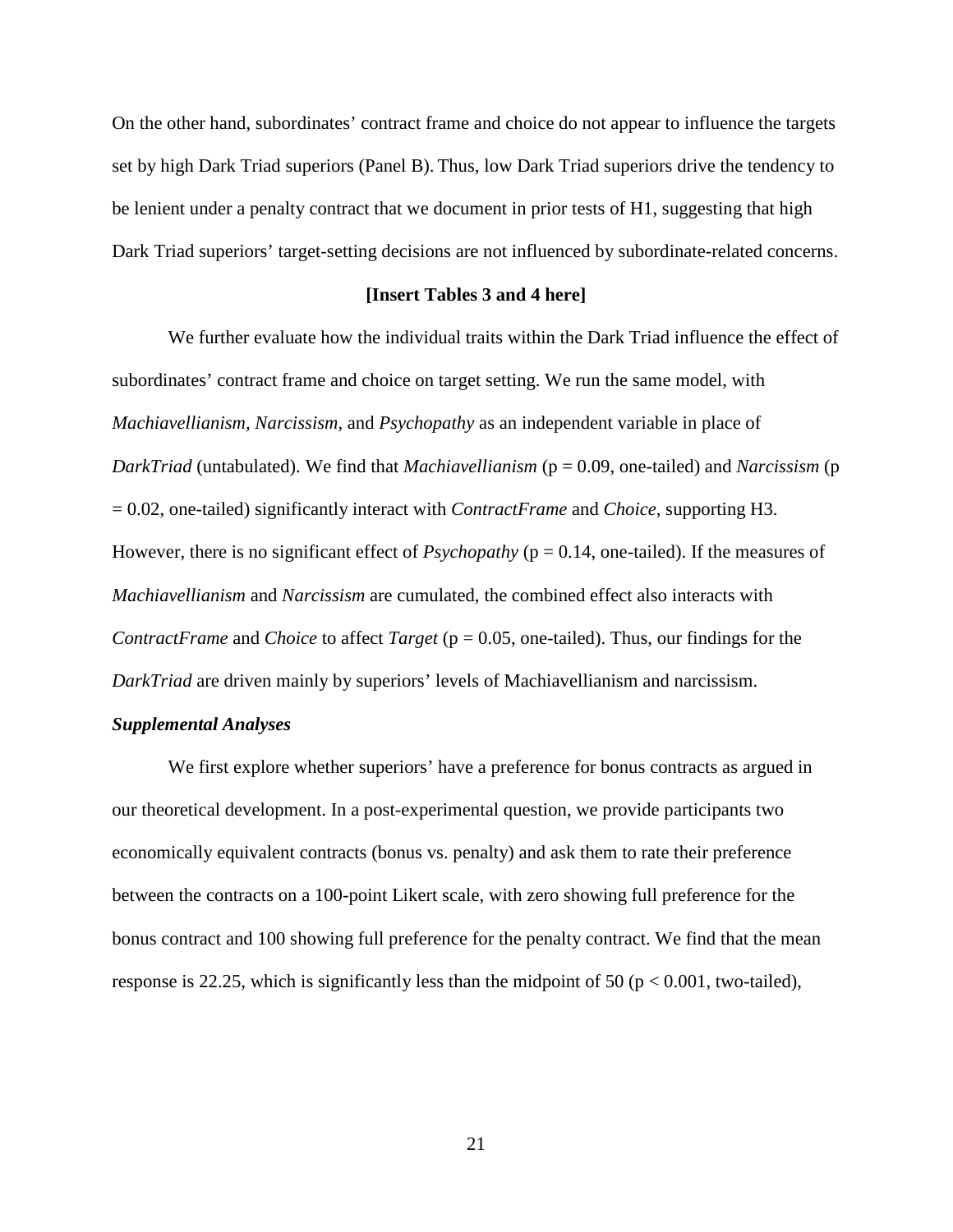On the other hand, subordinates' contract frame and choice do not appear to influence the targets set by high Dark Triad superiors (Panel B). Thus, low Dark Triad superiors drive the tendency to be lenient under a penalty contract that we document in prior tests of H1, suggesting that high Dark Triad superiors' target-setting decisions are not influenced by subordinate-related concerns.

**[Insert Tables 3 and 4 here]**

We further evaluate how the individual traits within the Dark Triad influence the effect of subordinates' contract frame and choice on target setting. We run the same model, with *Machiavellianism, Narcissism,* and *Psychopathy* as an independent variable in place of *DarkTriad* (untabulated). We find that *Machiavellianism* ($p = 0.09$, one-tailed) and *Narcissism* ($p = 0.02$, one-tailed) significantly interact with *ContractFrame* and *Choice*, supporting H3. However, there is no significant effect of *Psychopathy* ($p = 0.14$, one-tailed). If the measures of *Machiavellianism* and *Narcissism* are cumulated, the combined effect also interacts with *ContractFrame* and *Choice* to affect *Target* ($p = 0.05$, one-tailed). Thus, our findings for the *DarkTriad* are driven mainly by superiors' levels of Machiavellianism and narcissism.

***Supplemental Analyses***

We first explore whether superiors' have a preference for bonus contracts as argued in our theoretical development. In a post-experimental question, we provide participants two economically equivalent contracts (bonus vs. penalty) and ask them to rate their preference between the contracts on a 100-point Likert scale, with zero showing full preference for the bonus contract and 100 showing full preference for the penalty contract. We find that the mean response is 22.25, which is significantly less than the midpoint of 50 ($p < 0.001$, two-tailed),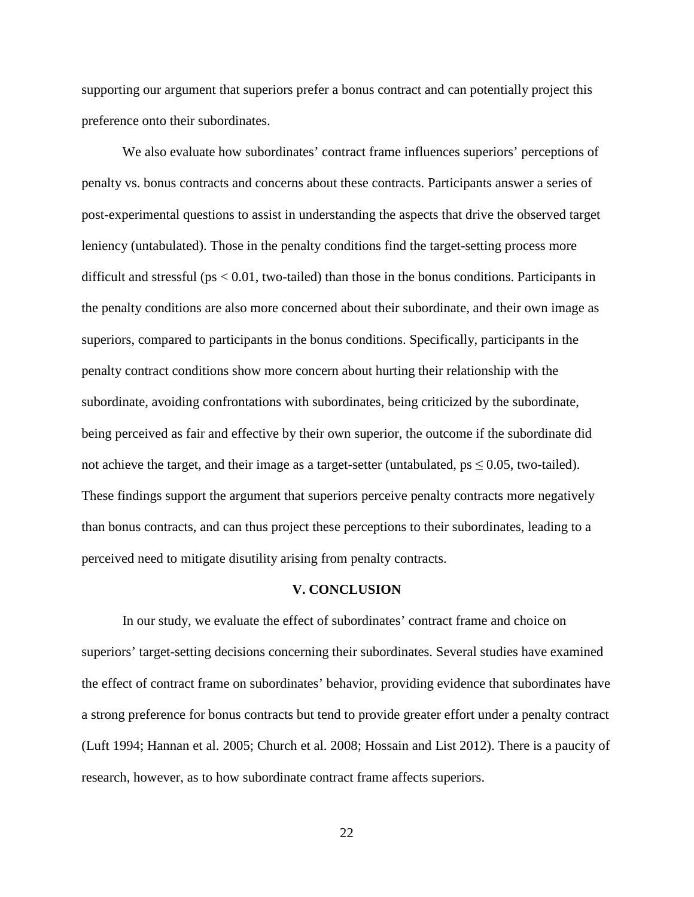supporting our argument that superiors prefer a bonus contract and can potentially project this preference onto their subordinates.

We also evaluate how subordinates' contract frame influences superiors' perceptions of penalty vs. bonus contracts and concerns about these contracts. Participants answer a series of post-experimental questions to assist in understanding the aspects that drive the observed target leniency (untabulated). Those in the penalty conditions find the target-setting process more difficult and stressful (ps $< 0.01$, two-tailed) than those in the bonus conditions. Participants in the penalty conditions are also more concerned about their subordinate, and their own image as superiors, compared to participants in the bonus conditions. Specifically, participants in the penalty contract conditions show more concern about hurting their relationship with the subordinate, avoiding confrontations with subordinates, being criticized by the subordinate, being perceived as fair and effective by their own superior, the outcome if the subordinate did not achieve the target, and their image as a target-setter (untabulated, ps $\leq 0.05$, two-tailed). These findings support the argument that superiors perceive penalty contracts more negatively than bonus contracts, and can thus project these perceptions to their subordinates, leading to a perceived need to mitigate disutility arising from penalty contracts.

## V. CONCLUSION

In our study, we evaluate the effect of subordinates' contract frame and choice on superiors' target-setting decisions concerning their subordinates. Several studies have examined the effect of contract frame on subordinates' behavior, providing evidence that subordinates have a strong preference for bonus contracts but tend to provide greater effort under a penalty contract (Luft 1994; Hannan et al. 2005; Church et al. 2008; Hossain and List 2012). There is a paucity of research, however, as to how subordinate contract frame affects superiors.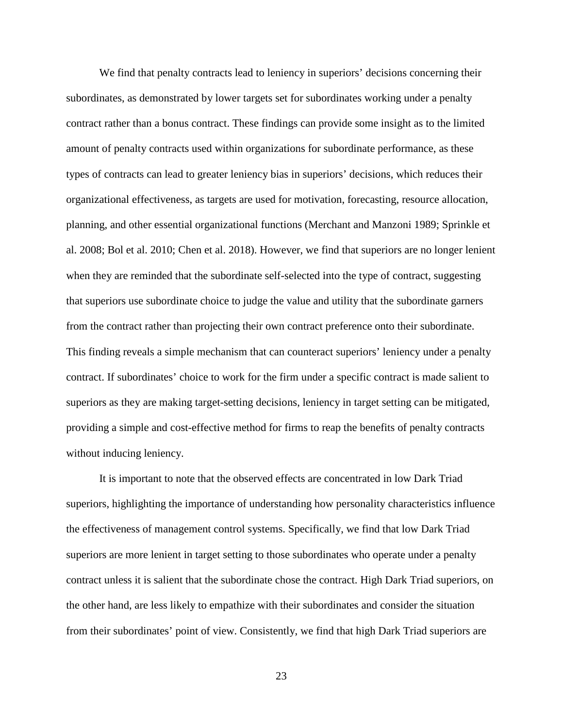We find that penalty contracts lead to leniency in superiors' decisions concerning their subordinates, as demonstrated by lower targets set for subordinates working under a penalty contract rather than a bonus contract. These findings can provide some insight as to the limited amount of penalty contracts used within organizations for subordinate performance, as these types of contracts can lead to greater leniency bias in superiors' decisions, which reduces their organizational effectiveness, as targets are used for motivation, forecasting, resource allocation, planning, and other essential organizational functions (Merchant and Manzoni 1989; Sprinkle et al. 2008; Bol et al. 2010; Chen et al. 2018). However, we find that superiors are no longer lenient when they are reminded that the subordinate self-selected into the type of contract, suggesting that superiors use subordinate choice to judge the value and utility that the subordinate garners from the contract rather than projecting their own contract preference onto their subordinate. This finding reveals a simple mechanism that can counteract superiors' leniency under a penalty contract. If subordinates' choice to work for the firm under a specific contract is made salient to superiors as they are making target-setting decisions, leniency in target setting can be mitigated, providing a simple and cost-effective method for firms to reap the benefits of penalty contracts without inducing leniency.

It is important to note that the observed effects are concentrated in low Dark Triad superiors, highlighting the importance of understanding how personality characteristics influence the effectiveness of management control systems. Specifically, we find that low Dark Triad superiors are more lenient in target setting to those subordinates who operate under a penalty contract unless it is salient that the subordinate chose the contract. High Dark Triad superiors, on the other hand, are less likely to empathize with their subordinates and consider the situation from their subordinates' point of view. Consistently, we find that high Dark Triad superiors are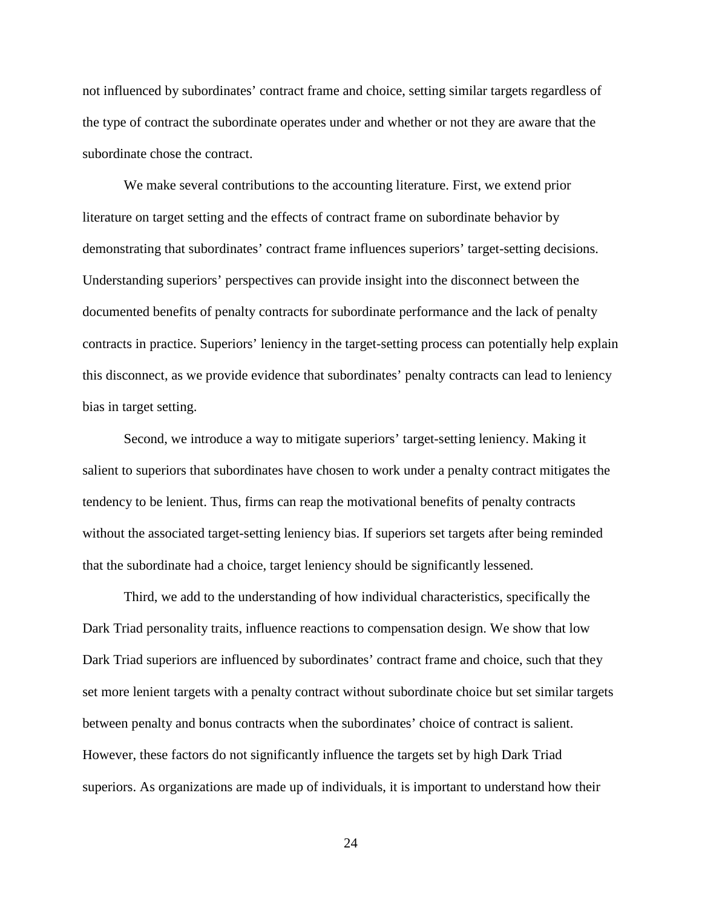not influenced by subordinates' contract frame and choice, setting similar targets regardless of the type of contract the subordinate operates under and whether or not they are aware that the subordinate chose the contract.

We make several contributions to the accounting literature. First, we extend prior literature on target setting and the effects of contract frame on subordinate behavior by demonstrating that subordinates' contract frame influences superiors' target-setting decisions. Understanding superiors' perspectives can provide insight into the disconnect between the documented benefits of penalty contracts for subordinate performance and the lack of penalty contracts in practice. Superiors' leniency in the target-setting process can potentially help explain this disconnect, as we provide evidence that subordinates' penalty contracts can lead to leniency bias in target setting.

Second, we introduce a way to mitigate superiors' target-setting leniency. Making it salient to superiors that subordinates have chosen to work under a penalty contract mitigates the tendency to be lenient. Thus, firms can reap the motivational benefits of penalty contracts without the associated target-setting leniency bias. If superiors set targets after being reminded that the subordinate had a choice, target leniency should be significantly lessened.

Third, we add to the understanding of how individual characteristics, specifically the Dark Triad personality traits, influence reactions to compensation design. We show that low Dark Triad superiors are influenced by subordinates' contract frame and choice, such that they set more lenient targets with a penalty contract without subordinate choice but set similar targets between penalty and bonus contracts when the subordinates' choice of contract is salient. However, these factors do not significantly influence the targets set by high Dark Triad superiors. As organizations are made up of individuals, it is important to understand how their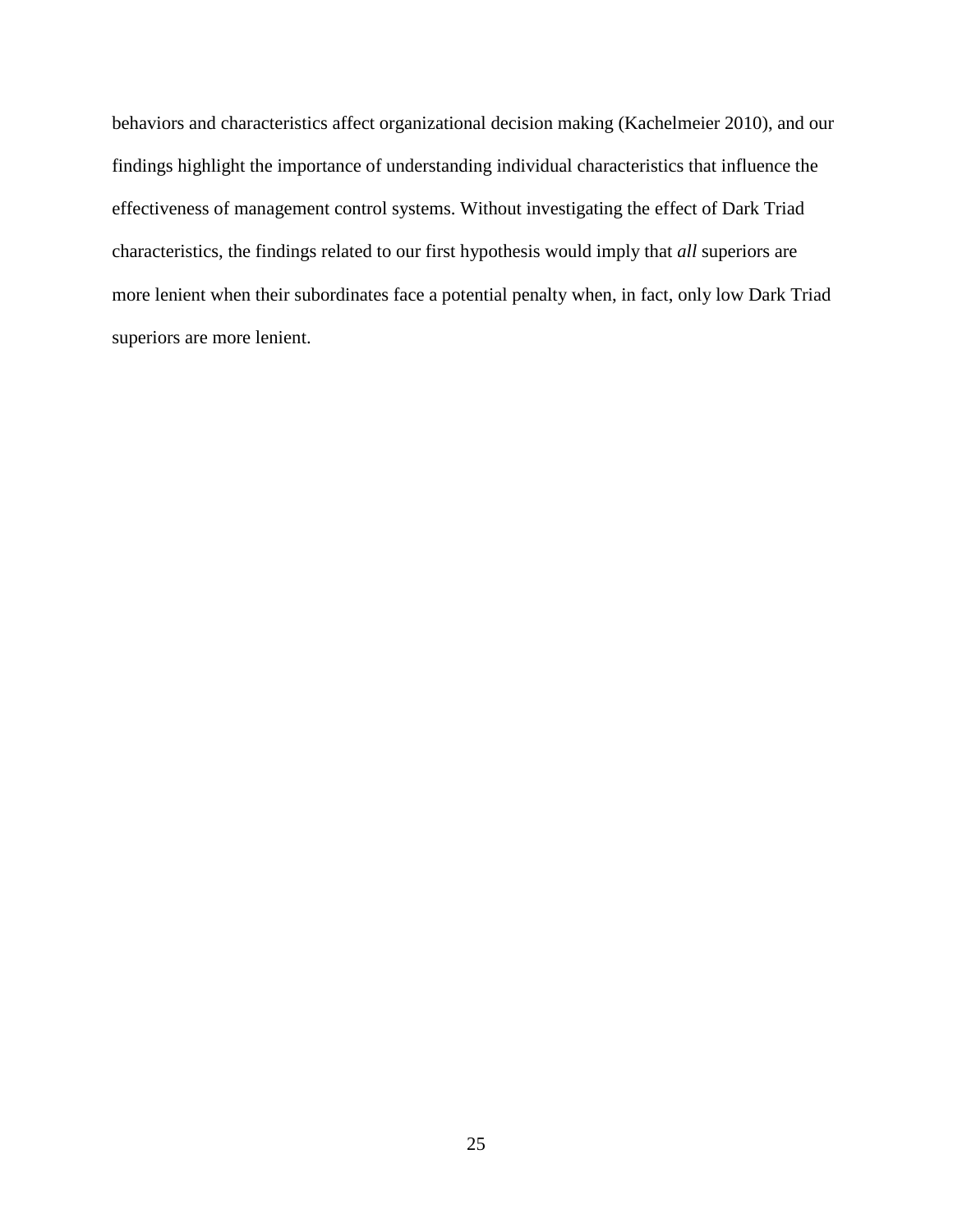behaviors and characteristics affect organizational decision making (Kachelmeier 2010), and our findings highlight the importance of understanding individual characteristics that influence the effectiveness of management control systems. Without investigating the effect of Dark Triad characteristics, the findings related to our first hypothesis would imply that *all* superiors are more lenient when their subordinates face a potential penalty when, in fact, only low Dark Triad superiors are more lenient.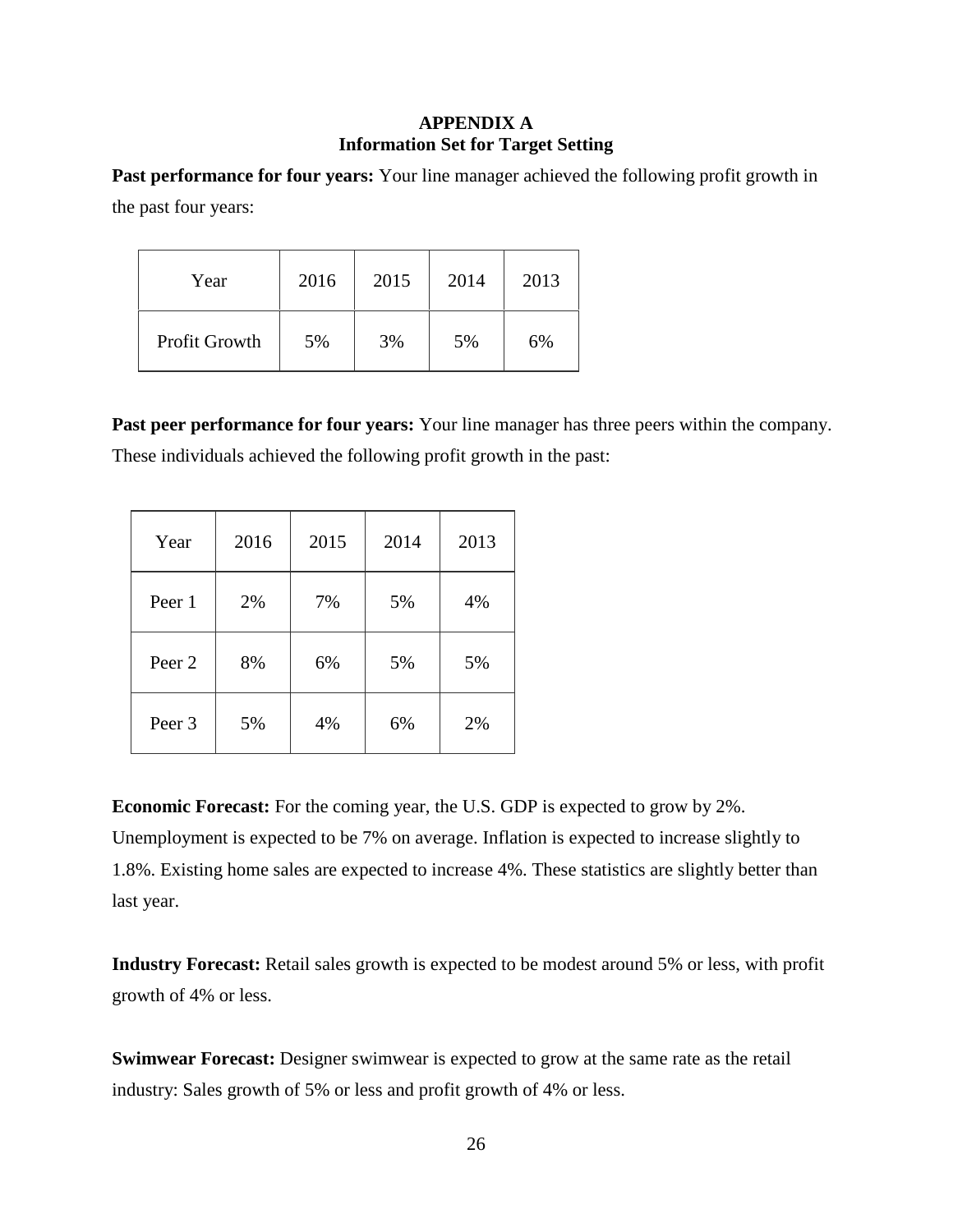# APPENDIX A
## Information Set for Target Setting

**Past performance for four years:** Your line manager achieved the following profit growth in the past four years:

| Year | 2016 | 2015 | 2014 | 2013 |
|---|---|---|---|---|
| Profit Growth | 5% | 3% | 5% | 6% |

**Past peer performance for four years:** Your line manager has three peers within the company. These individuals achieved the following profit growth in the past:

| Year | 2016 | 2015 | 2014 | 2013 |
|---|---|---|---|---|
| Peer 1 | 2% | 7% | 5% | 4% |
| Peer 2 | 8% | 6% | 5% | 5% |
| Peer 3 | 5% | 4% | 6% | 2% |

**Economic Forecast:** For the coming year, the U.S. GDP is expected to grow by 2%. Unemployment is expected to be 7% on average. Inflation is expected to increase slightly to 1.8%. Existing home sales are expected to increase 4%. These statistics are slightly better than last year.

**Industry Forecast:** Retail sales growth is expected to be modest around 5% or less, with profit growth of 4% or less.

**Swimwear Forecast:** Designer swimwear is expected to grow at the same rate as the retail industry: Sales growth of 5% or less and profit growth of 4% or less.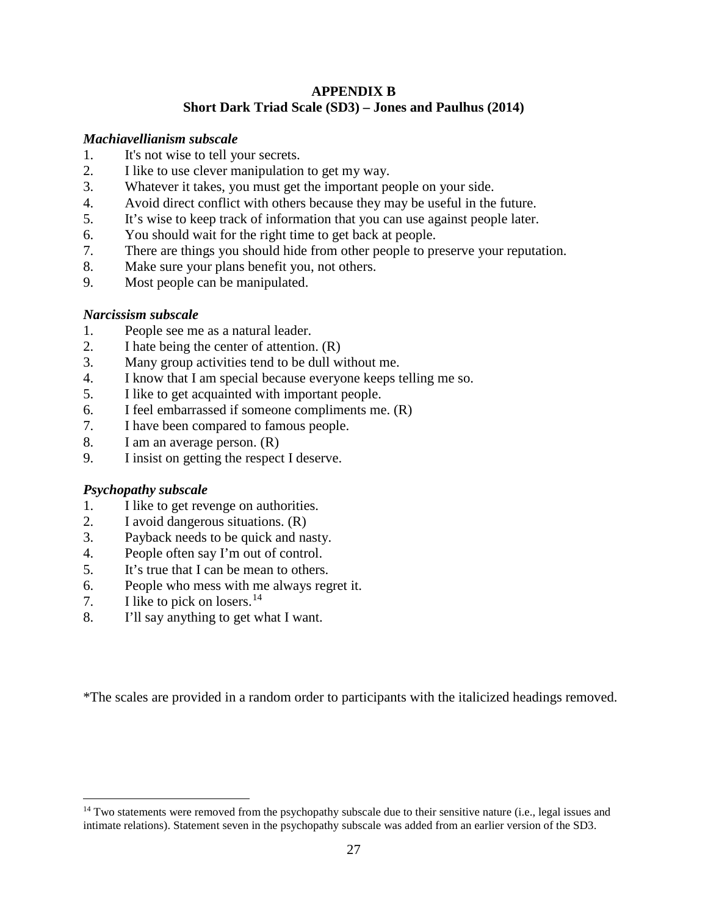## APPENDIX B
## Short Dark Triad Scale (SD3) – Jones and Paulhus (2014)

***Machiavellianism subscale***

1. It's not wise to tell your secrets.
2. I like to use clever manipulation to get my way.
3. Whatever it takes, you must get the important people on your side.
4. Avoid direct conflict with others because they may be useful in the future.
5. It's wise to keep track of information that you can use against people later.
6. You should wait for the right time to get back at people.
7. There are things you should hide from other people to preserve your reputation.
8. Make sure your plans benefit you, not others.
9. Most people can be manipulated.

***Narcissism subscale***

1. People see me as a natural leader.
2. I hate being the center of attention. (R)
3. Many group activities tend to be dull without me.
4. I know that I am special because everyone keeps telling me so.
5. I like to get acquainted with important people.
6. I feel embarrassed if someone compliments me. (R)
7. I have been compared to famous people.
8. I am an average person. (R)
9. I insist on getting the respect I deserve.

***Psychopathy subscale***

1. I like to get revenge on authorities.
2. I avoid dangerous situations. (R)
3. Payback needs to be quick and nasty.
4. People often say I'm out of control.
5. It's true that I can be mean to others.
6. People who mess with me always regret it.
7. I like to pick on losers.[14]
8. I'll say anything to get what I want.

*The scales are provided in a random order to participants with the italicized headings removed.

[14] Two statements were removed from the psychopathy subscale due to their sensitive nature (i.e., legal issues and intimate relations). Statement seven in the psychopathy subscale was added from an earlier version of the SD3.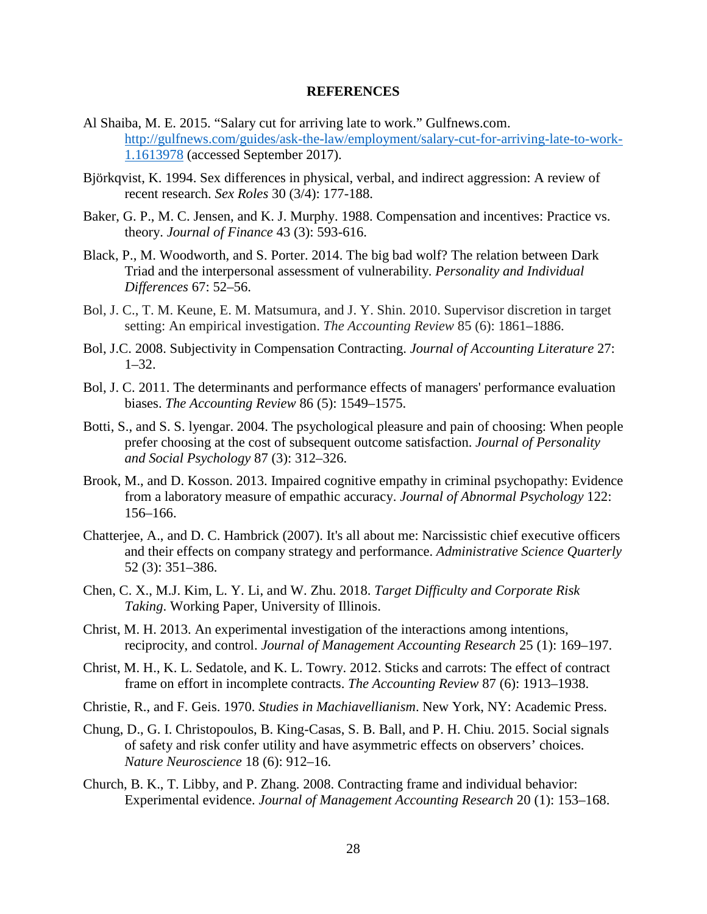## REFERENCES

Al Shaiba, M. E. 2015. "Salary cut for arriving late to work." Gulfnews.com. [http://gulfnews.com/guides/ask-the-law/employment/salary-cut-for-arriving-late-to-work-1.1613978](http://gulfnews.com/guides/ask-the-law/employment/salary-cut-for-arriving-late-to-work-1.1613978) (accessed September 2017).

Björkqvist, K. 1994. Sex differences in physical, verbal, and indirect aggression: A review of recent research. *Sex Roles* 30 (3/4): 177-188.

Baker, G. P., M. C. Jensen, and K. J. Murphy. 1988. Compensation and incentives: Practice vs. theory. *Journal of Finance* 43 (3): 593-616.

Black, P., M. Woodworth, and S. Porter. 2014. The big bad wolf? The relation between Dark Triad and the interpersonal assessment of vulnerability. *Personality and Individual Differences* 67: 52–56.

Bol, J. C., T. M. Keune, E. M. Matsumura, and J. Y. Shin. 2010. Supervisor discretion in target setting: An empirical investigation. *The Accounting Review* 85 (6): 1861–1886.

Bol, J.C. 2008. Subjectivity in Compensation Contracting. *Journal of Accounting Literature* 27: 1–32.

Bol, J. C. 2011. The determinants and performance effects of managers' performance evaluation biases. *The Accounting Review* 86 (5): 1549–1575.

Botti, S., and S. S. lyengar. 2004. The psychological pleasure and pain of choosing: When people prefer choosing at the cost of subsequent outcome satisfaction. *Journal of Personality and Social Psychology* 87 (3): 312–326.

Brook, M., and D. Kosson. 2013. Impaired cognitive empathy in criminal psychopathy: Evidence from a laboratory measure of empathic accuracy. *Journal of Abnormal Psychology* 122: 156–166.

Chatterjee, A., and D. C. Hambrick (2007). It's all about me: Narcissistic chief executive officers and their effects on company strategy and performance. *Administrative Science Quarterly* 52 (3): 351–386.

Chen, C. X., M.J. Kim, L. Y. Li, and W. Zhu. 2018. *Target Difficulty and Corporate Risk Taking*. Working Paper, University of Illinois.

Christ, M. H. 2013. An experimental investigation of the interactions among intentions, reciprocity, and control. *Journal of Management Accounting Research* 25 (1): 169–197.

Christ, M. H., K. L. Sedatole, and K. L. Towry. 2012. Sticks and carrots: The effect of contract frame on effort in incomplete contracts. *The Accounting Review* 87 (6): 1913–1938.

Christie, R., and F. Geis. 1970. *Studies in Machiavellianism*. New York, NY: Academic Press.

Chung, D., G. I. Christopoulos, B. King-Casas, S. B. Ball, and P. H. Chiu. 2015. Social signals of safety and risk confer utility and have asymmetric effects on observers' choices. *Nature Neuroscience* 18 (6): 912–16.

Church, B. K., T. Libby, and P. Zhang. 2008. Contracting frame and individual behavior: Experimental evidence. *Journal of Management Accounting Research* 20 (1): 153–168.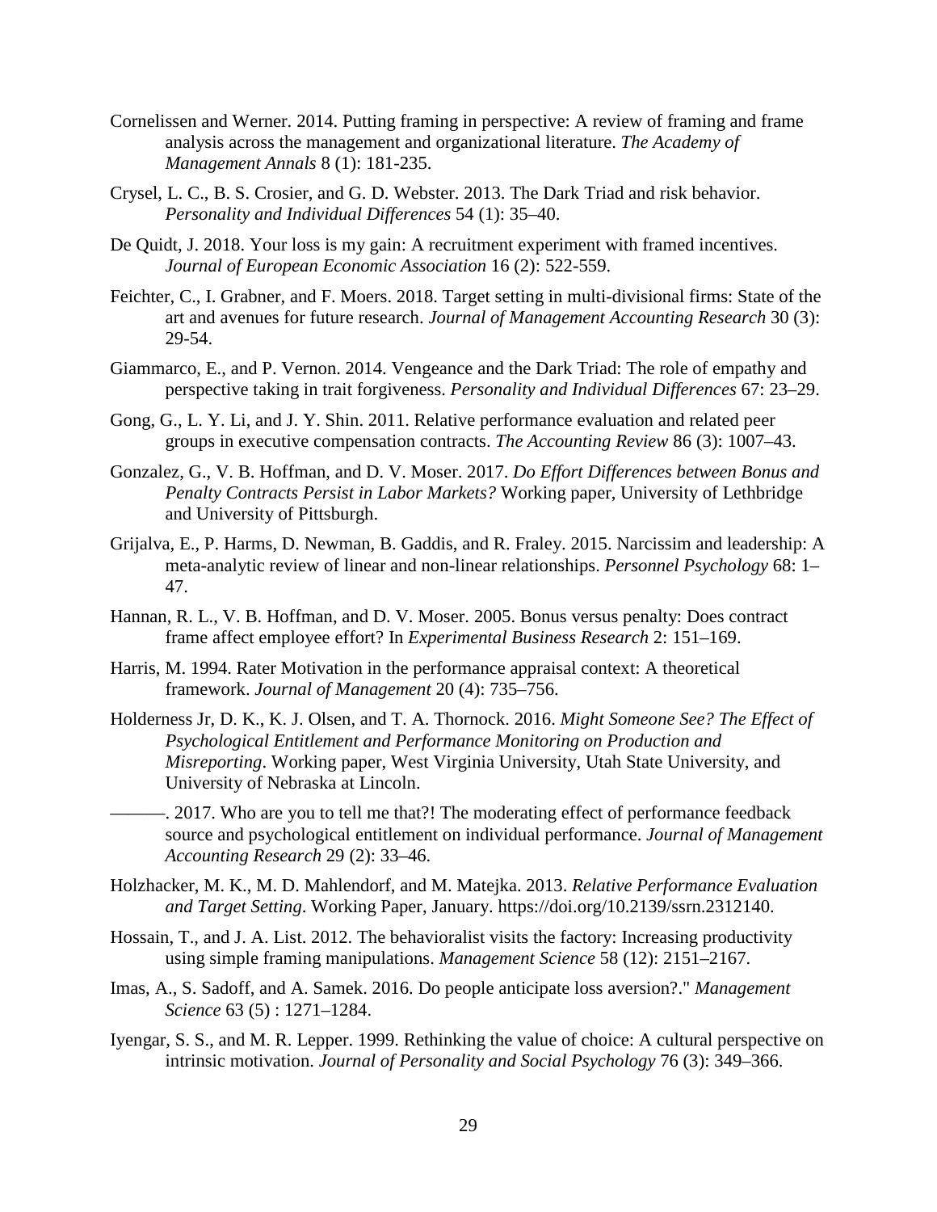Cornelissen and Werner. 2014. Putting framing in perspective: A review of framing and frame analysis across the management and organizational literature. *The Academy of Management Annals* 8 (1): 181-235.

Crysel, L. C., B. S. Crosier, and G. D. Webster. 2013. The Dark Triad and risk behavior. *Personality and Individual Differences* 54 (1): 35–40.

De Quidt, J. 2018. Your loss is my gain: A recruitment experiment with framed incentives. *Journal of European Economic Association* 16 (2): 522-559.

Feichter, C., I. Grabner, and F. Moers. 2018. Target setting in multi-divisional firms: State of the art and avenues for future research. *Journal of Management Accounting Research* 30 (3): 29-54.

Giammarco, E., and P. Vernon. 2014. Vengeance and the Dark Triad: The role of empathy and perspective taking in trait forgiveness. *Personality and Individual Differences* 67: 23–29.

Gong, G., L. Y. Li, and J. Y. Shin. 2011. Relative performance evaluation and related peer groups in executive compensation contracts. *The Accounting Review* 86 (3): 1007–43.

Gonzalez, G., V. B. Hoffman, and D. V. Moser. 2017. *Do Effort Differences between Bonus and Penalty Contracts Persist in Labor Markets?* Working paper, University of Lethbridge and University of Pittsburgh.

Grijalva, E., P. Harms, D. Newman, B. Gaddis, and R. Fraley. 2015. Narcissim and leadership: A meta-analytic review of linear and non-linear relationships. *Personnel Psychology* 68: 1–47.

Hannan, R. L., V. B. Hoffman, and D. V. Moser. 2005. Bonus versus penalty: Does contract frame affect employee effort? In *Experimental Business Research* 2: 151–169.

Harris, M. 1994. Rater Motivation in the performance appraisal context: A theoretical framework. *Journal of Management* 20 (4): 735–756.

Holderness Jr, D. K., K. J. Olsen, and T. A. Thornock. 2016. *Might Someone See? The Effect of Psychological Entitlement and Performance Monitoring on Production and Misreporting*. Working paper, West Virginia University, Utah State University, and University of Nebraska at Lincoln.

———. 2017. Who are you to tell me that?! The moderating effect of performance feedback source and psychological entitlement on individual performance. *Journal of Management Accounting Research* 29 (2): 33–46.

Holzhacker, M. K., M. D. Mahlendorf, and M. Matejka. 2013. *Relative Performance Evaluation and Target Setting*. Working Paper, January. https://doi.org/10.2139/ssrn.2312140.

Hossain, T., and J. A. List. 2012. The behavioralist visits the factory: Increasing productivity using simple framing manipulations. *Management Science* 58 (12): 2151–2167.

Imas, A., S. Sadoff, and A. Samek. 2016. Do people anticipate loss aversion?." *Management Science* 63 (5) : 1271–1284.

Iyengar, S. S., and M. R. Lepper. 1999. Rethinking the value of choice: A cultural perspective on intrinsic motivation. *Journal of Personality and Social Psychology* 76 (3): 349–366.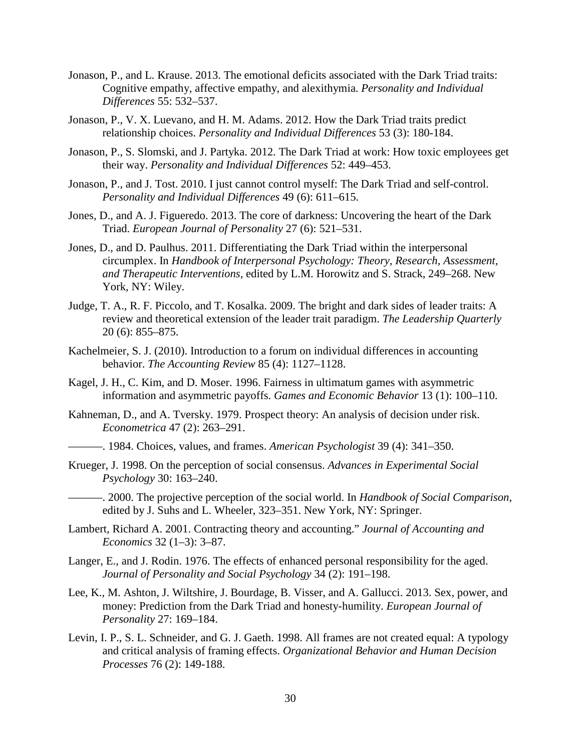Jonason, P., and L. Krause. 2013. The emotional deficits associated with the Dark Triad traits: Cognitive empathy, affective empathy, and alexithymia. *Personality and Individual Differences* 55: 532–537.

Jonason, P., V. X. Luevano, and H. M. Adams. 2012. How the Dark Triad traits predict relationship choices. *Personality and Individual Differences* 53 (3): 180-184.

Jonason, P., S. Slomski, and J. Partyka. 2012. The Dark Triad at work: How toxic employees get their way. *Personality and Individual Differences* 52: 449–453.

Jonason, P., and J. Tost. 2010. I just cannot control myself: The Dark Triad and self-control. *Personality and Individual Differences* 49 (6): 611–615.

Jones, D., and A. J. Figueredo. 2013. The core of darkness: Uncovering the heart of the Dark Triad. *European Journal of Personality* 27 (6): 521–531.

Jones, D., and D. Paulhus. 2011. Differentiating the Dark Triad within the interpersonal circumplex. In *Handbook of Interpersonal Psychology: Theory, Research, Assessment, and Therapeutic Interventions*, edited by L.M. Horowitz and S. Strack, 249–268. New York, NY: Wiley.

Judge, T. A., R. F. Piccolo, and T. Kosalka. 2009. The bright and dark sides of leader traits: A review and theoretical extension of the leader trait paradigm. *The Leadership Quarterly* 20 (6): 855–875.

Kachelmeier, S. J. (2010). Introduction to a forum on individual differences in accounting behavior. *The Accounting Review* 85 (4): 1127–1128.

Kagel, J. H., C. Kim, and D. Moser. 1996. Fairness in ultimatum games with asymmetric information and asymmetric payoffs. *Games and Economic Behavior* 13 (1): 100–110.

Kahneman, D., and A. Tversky. 1979. Prospect theory: An analysis of decision under risk. *Econometrica* 47 (2): 263–291.

———. 1984. Choices, values, and frames. *American Psychologist* 39 (4): 341–350.

Krueger, J. 1998. On the perception of social consensus. *Advances in Experimental Social Psychology* 30: 163–240.

———. 2000. The projective perception of the social world. In *Handbook of Social Comparison*, edited by J. Suhs and L. Wheeler, 323–351. New York, NY: Springer.

Lambert, Richard A. 2001. Contracting theory and accounting." *Journal of Accounting and Economics* 32 (1–3): 3–87.

Langer, E., and J. Rodin. 1976. The effects of enhanced personal responsibility for the aged. *Journal of Personality and Social Psychology* 34 (2): 191–198.

Lee, K., M. Ashton, J. Wiltshire, J. Bourdage, B. Visser, and A. Gallucci. 2013. Sex, power, and money: Prediction from the Dark Triad and honesty-humility. *European Journal of Personality* 27: 169–184.

Levin, I. P., S. L. Schneider, and G. J. Gaeth. 1998. All frames are not created equal: A typology and critical analysis of framing effects. *Organizational Behavior and Human Decision Processes* 76 (2): 149-188.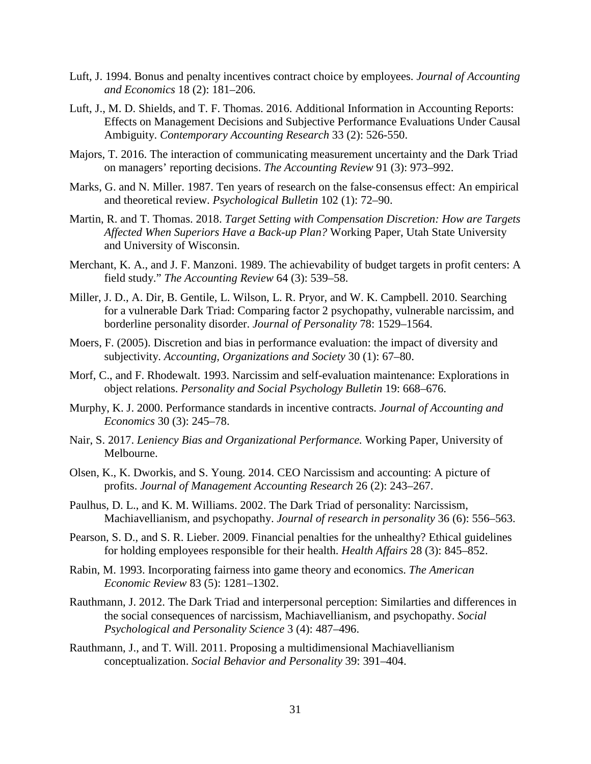Luft, J. 1994. Bonus and penalty incentives contract choice by employees. *Journal of Accounting and Economics* 18 (2): 181–206.

Luft, J., M. D. Shields, and T. F. Thomas. 2016. Additional Information in Accounting Reports: Effects on Management Decisions and Subjective Performance Evaluations Under Causal Ambiguity. *Contemporary Accounting Research* 33 (2): 526-550.

Majors, T. 2016. The interaction of communicating measurement uncertainty and the Dark Triad on managers' reporting decisions. *The Accounting Review* 91 (3): 973–992.

Marks, G. and N. Miller. 1987. Ten years of research on the false-consensus effect: An empirical and theoretical review. *Psychological Bulletin* 102 (1): 72–90.

Martin, R. and T. Thomas. 2018. *Target Setting with Compensation Discretion: How are Targets Affected When Superiors Have a Back-up Plan?* Working Paper, Utah State University and University of Wisconsin.

Merchant, K. A., and J. F. Manzoni. 1989. The achievability of budget targets in profit centers: A field study." *The Accounting Review* 64 (3): 539–58.

Miller, J. D., A. Dir, B. Gentile, L. Wilson, L. R. Pryor, and W. K. Campbell. 2010. Searching for a vulnerable Dark Triad: Comparing factor 2 psychopathy, vulnerable narcissim, and borderline personality disorder. *Journal of Personality* 78: 1529–1564.

Moers, F. (2005). Discretion and bias in performance evaluation: the impact of diversity and subjectivity. *Accounting, Organizations and Society* 30 (1): 67–80.

Morf, C., and F. Rhodewalt. 1993. Narcissim and self-evaluation maintenance: Explorations in object relations. *Personality and Social Psychology Bulletin* 19: 668–676.

Murphy, K. J. 2000. Performance standards in incentive contracts. *Journal of Accounting and Economics* 30 (3): 245–78.

Nair, S. 2017. *Leniency Bias and Organizational Performance.* Working Paper, University of Melbourne.

Olsen, K., K. Dworkis, and S. Young. 2014. CEO Narcissism and accounting: A picture of profits. *Journal of Management Accounting Research* 26 (2): 243–267.

Paulhus, D. L., and K. M. Williams. 2002. The Dark Triad of personality: Narcissism, Machiavellianism, and psychopathy. *Journal of research in personality* 36 (6): 556–563.

Pearson, S. D., and S. R. Lieber. 2009. Financial penalties for the unhealthy? Ethical guidelines for holding employees responsible for their health. *Health Affairs* 28 (3): 845–852.

Rabin, M. 1993. Incorporating fairness into game theory and economics. *The American Economic Review* 83 (5): 1281–1302.

Rauthmann, J. 2012. The Dark Triad and interpersonal perception: Similarties and differences in the social consequences of narcissism, Machiavellianism, and psychopathy. *Social Psychological and Personality Science* 3 (4): 487–496.

Rauthmann, J., and T. Will. 2011. Proposing a multidimensional Machiavellianism conceptualization. *Social Behavior and Personality* 39: 391–404.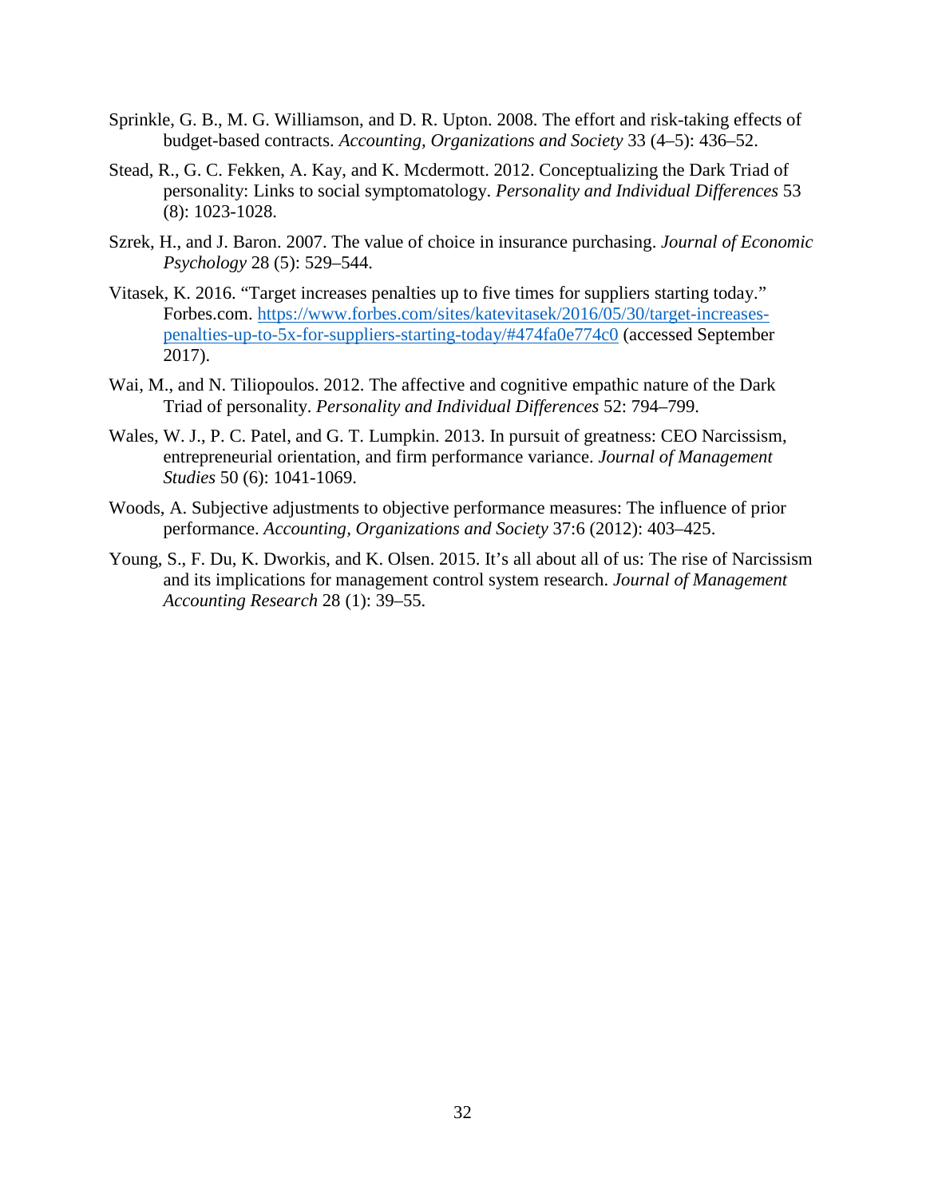Sprinkle, G. B., M. G. Williamson, and D. R. Upton. 2008. The effort and risk-taking effects of budget-based contracts. *Accounting, Organizations and Society* 33 (4–5): 436–52.

Stead, R., G. C. Fekken, A. Kay, and K. Mcdermott. 2012. Conceptualizing the Dark Triad of personality: Links to social symptomatology. *Personality and Individual Differences* 53 (8): 1023-1028.

Szrek, H., and J. Baron. 2007. The value of choice in insurance purchasing. *Journal of Economic Psychology* 28 (5): 529–544.

Vitasek, K. 2016. "Target increases penalties up to five times for suppliers starting today." Forbes.com. https://www.forbes.com/sites/katevitasek/2016/05/30/target-increases-penalties-up-to-5x-for-suppliers-starting-today/#474fa0e774c0 (accessed September 2017).

Wai, M., and N. Tiliopoulos. 2012. The affective and cognitive empathic nature of the Dark Triad of personality. *Personality and Individual Differences* 52: 794–799.

Wales, W. J., P. C. Patel, and G. T. Lumpkin. 2013. In pursuit of greatness: CEO Narcissism, entrepreneurial orientation, and firm performance variance. *Journal of Management Studies* 50 (6): 1041-1069.

Woods, A. Subjective adjustments to objective performance measures: The influence of prior performance. *Accounting, Organizations and Society* 37:6 (2012): 403–425.

Young, S., F. Du, K. Dworkis, and K. Olsen. 2015. It's all about all of us: The rise of Narcissism and its implications for management control system research. *Journal of Management Accounting Research* 28 (1): 39–55.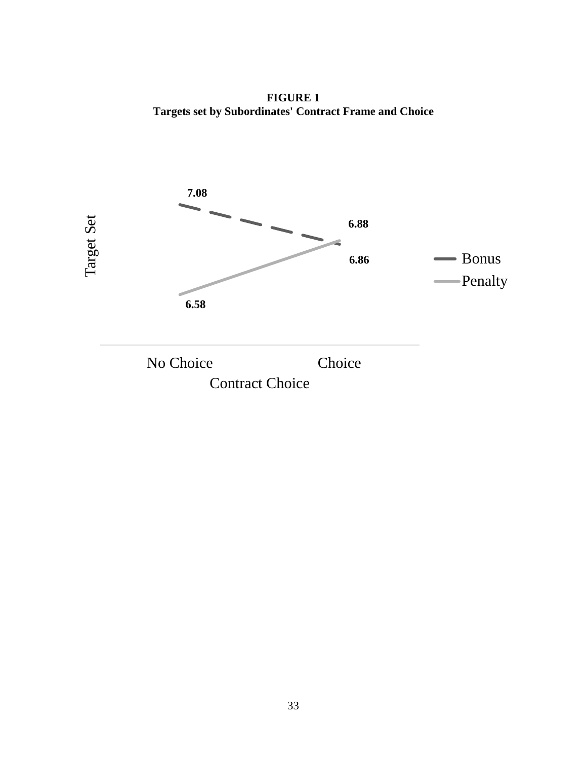**FIGURE 1**
**Targets set by Subordinates' Contract Frame and Choice**

7.08

6.88

6.86

6.58

Target Set

Bonus

Penalty

No Choice

Choice

Contract Choice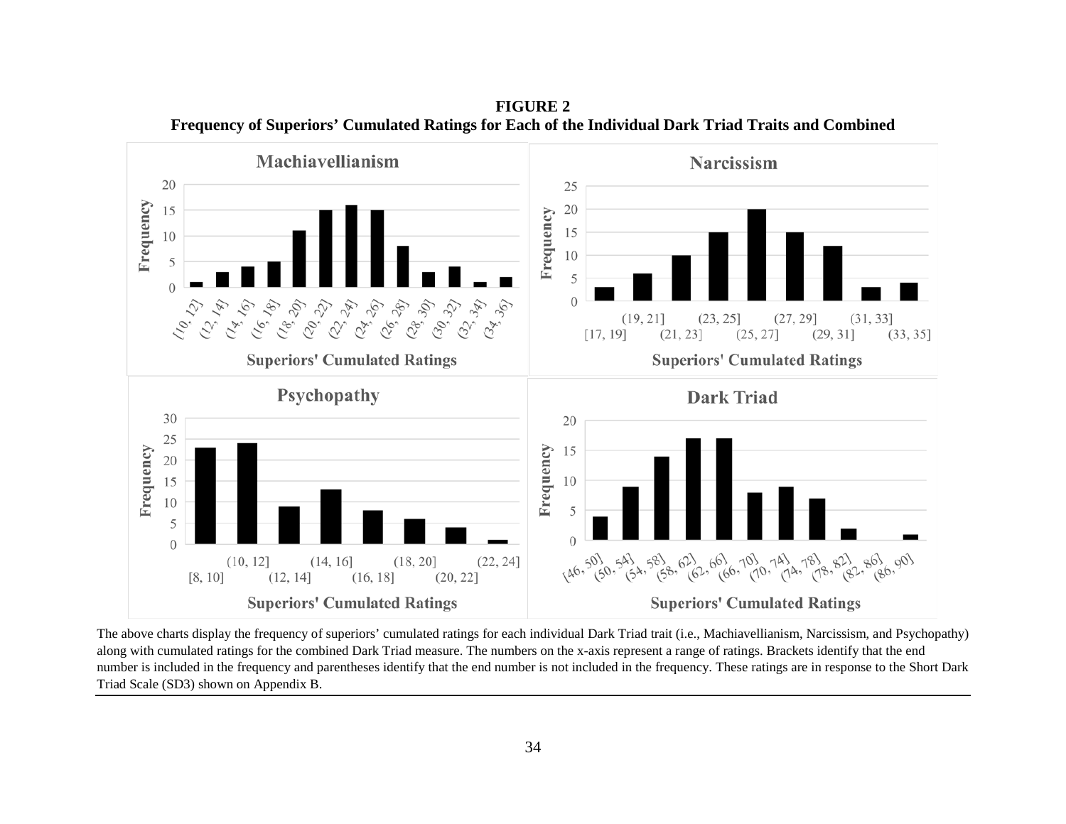**FIGURE 2**
**Frequency of Superiors' Cumulated Ratings for Each of the Individual Dark Triad Traits and Combined**

Machiavellianism

Frequency

20
15
10
5
0

[10, 12] (12, 14] (14, 16] (16, 18] (18, 20] (20, 22] (22, 24] (24, 26] (26, 28] (28, 30] (30, 32] (32, 34] (34, 36]

Superiors' Cumulated Ratings

Narcissism

Frequency

25
20
15
10
5
0

[17, 19] (19, 21] (21, 23] (23, 25] (25, 27] (27, 29] (29, 31] (31, 33] (33, 35]

Superiors' Cumulated Ratings

Psychopathy

Frequency

30
25
20
15
10
5
0

[8, 10] (10, 12] (12, 14] (14, 16] (16, 18] (18, 20] (20, 22] (22, 24]

Superiors' Cumulated Ratings

Dark Triad

Frequency

20
15
10
5
0

[46, 50] (50, 54] (54, 58] (58, 62] (62, 66] (66, 70] (70, 74] (74, 78] (78, 82] (82, 86] (86, 90]

Superiors' Cumulated Ratings

The above charts display the frequency of superiors' cumulated ratings for each individual Dark Triad trait (i.e., Machiavellianism, Narcissism, and Psychopathy) along with cumulated ratings for the combined Dark Triad measure. The numbers on the x-axis represent a range of ratings. Brackets identify that the end number is included in the frequency and parentheses identify that the end number is not included in the frequency. These ratings are in response to the Short Dark Triad Scale (SD3) shown on Appendix B.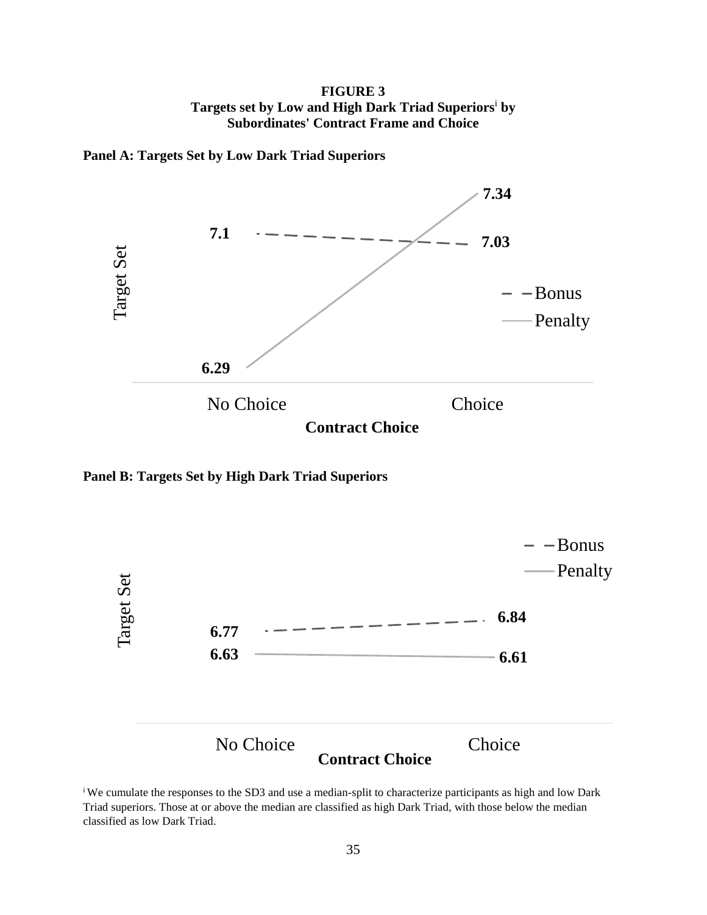**FIGURE 3**
**Targets set by Low and High Dark Triad Superiors[i] by Subordinates' Contract Frame and Choice**

**Panel A: Targets Set by Low Dark Triad Superiors**

Target Set

7.1
7.03
6.29
7.34

Bonus
Penalty

No Choice
Choice

**Contract Choice**

**Panel B: Targets Set by High Dark Triad Superiors**

Bonus
Penalty

Target Set

6.77
6.84
6.63
6.61

No Choice
Choice

**Contract Choice**

[i] We cumulate the responses to the SD3 and use a median-split to characterize participants as high and low Dark Triad superiors. Those at or above the median are classified as high Dark Triad, with those below the median classified as low Dark Triad.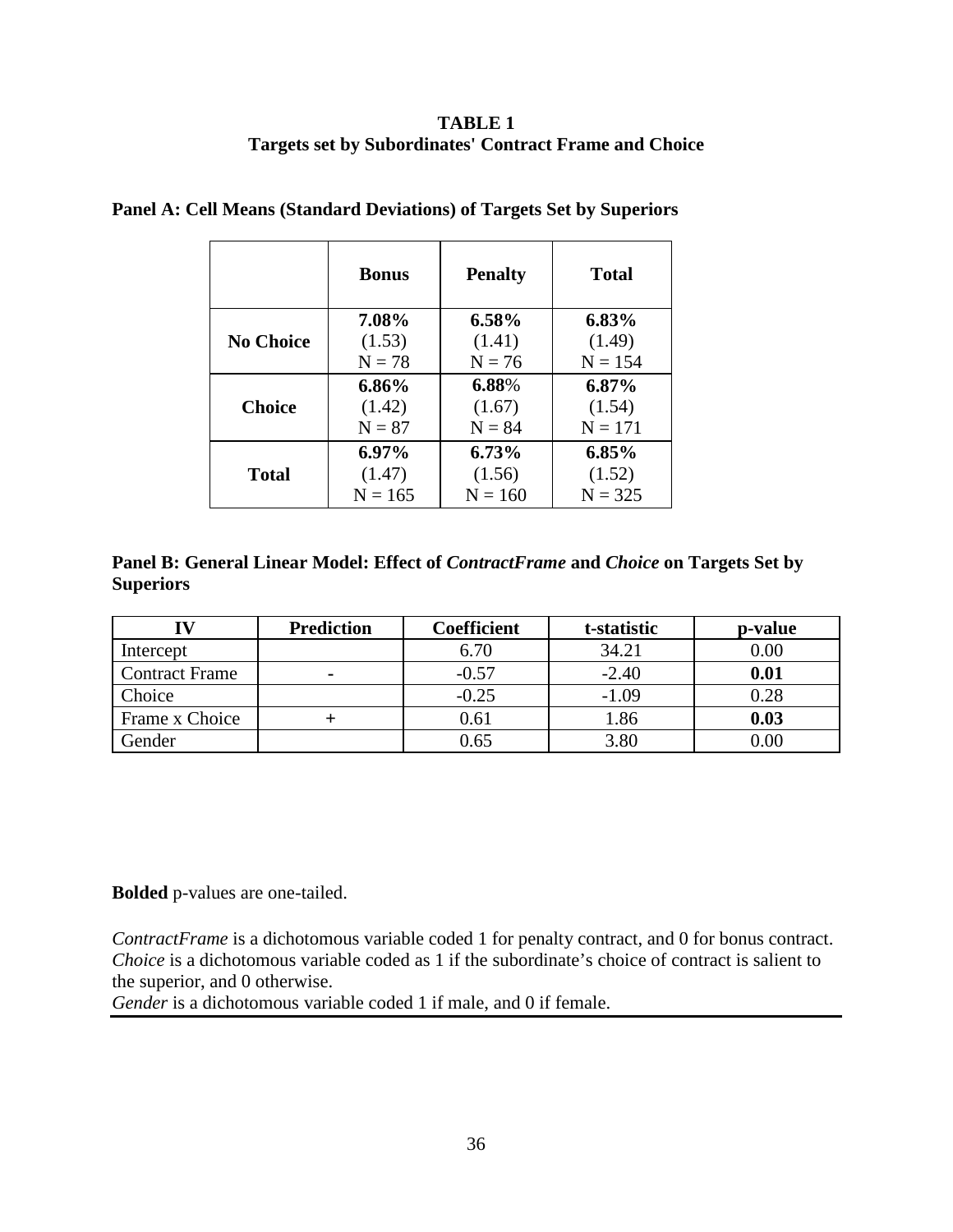**TABLE 1**
**Targets set by Subordinates' Contract Frame and Choice**

**Panel A: Cell Means (Standard Deviations) of Targets Set by Superiors**

| | Bonus | Penalty | Total |
|---|---|---|---|
| **No Choice** | **7.08%**<br>(1.53)<br>N = 78 | **6.58%**<br>(1.41)<br>N = 76 | **6.83%**<br>(1.49)<br>N = 154 |
| **Choice** | **6.86%**<br>(1.42)<br>N = 87 | **6.88%**<br>(1.67)<br>N = 84 | **6.87%**<br>(1.54)<br>N = 171 |
| **Total** | **6.97%**<br>(1.47)<br>N = 165 | **6.73%**<br>(1.56)<br>N = 160 | **6.85%**<br>(1.52)<br>N = 325 |

**Panel B: General Linear Model: Effect of *ContractFrame* and *Choice* on Targets Set by Superiors**

| IV | Prediction | Coefficient | t-statistic | p-value |
|---|---|---|---|---|
| Intercept | | 6.70 | 34.21 | 0.00 |
| Contract Frame | - | -0.57 | -2.40 | **0.01** |
| Choice | | -0.25 | -1.09 | 0.28 |
| Frame x Choice | + | 0.61 | 1.86 | **0.03** |
| Gender | | 0.65 | 3.80 | 0.00 |

**Bolded** p-values are one-tailed.

*ContractFrame* is a dichotomous variable coded 1 for penalty contract, and 0 for bonus contract.
*Choice* is a dichotomous variable coded as 1 if the subordinate's choice of contract is salient to the superior, and 0 otherwise.
*Gender* is a dichotomous variable coded 1 if male, and 0 if female.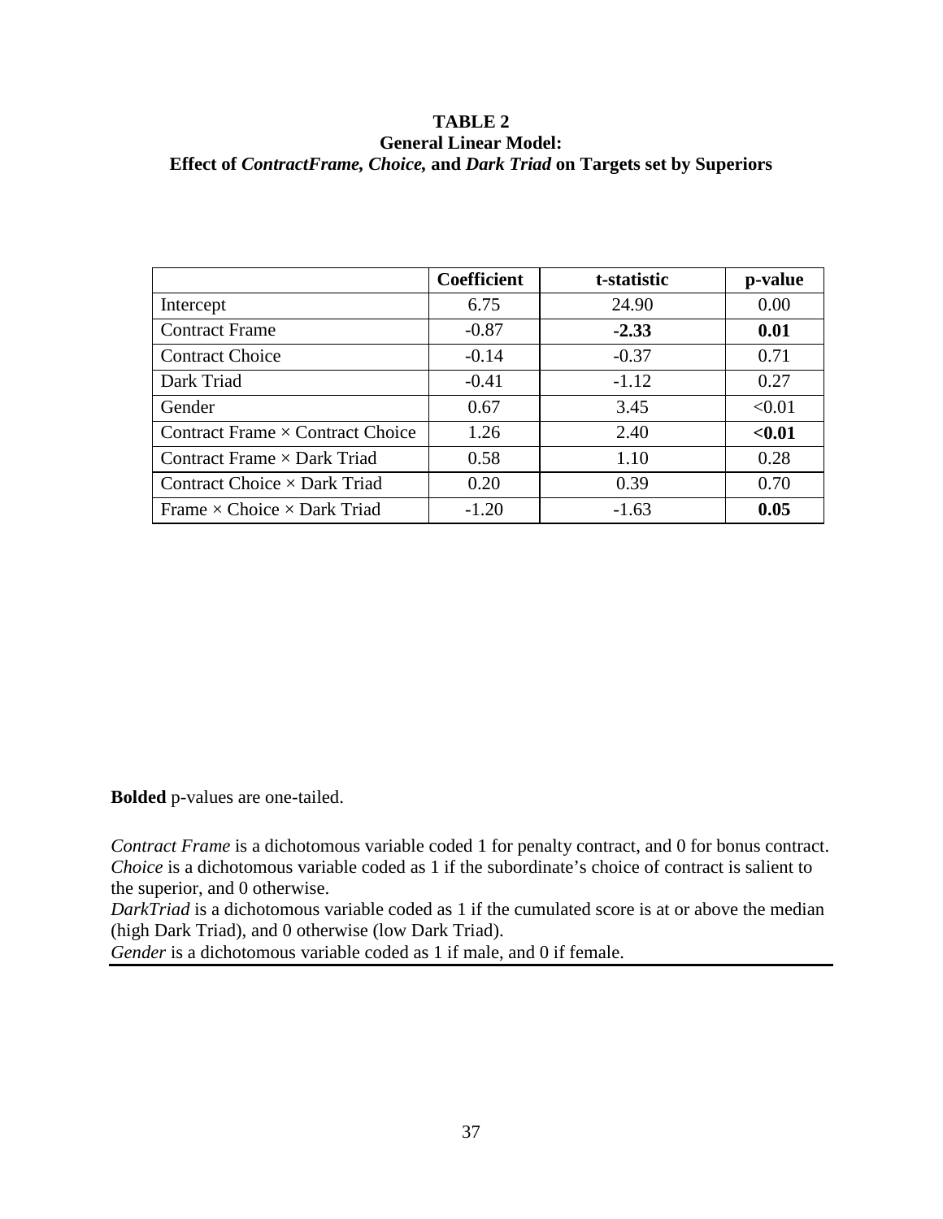**TABLE 2**
**General Linear Model:**
**Effect of *ContractFrame, Choice,* and *Dark Triad* on Targets set by Superiors**

| | Coefficient | t-statistic | p-value |
|---|---|---|---|
| Intercept | 6.75 | 24.90 | 0.00 |
| Contract Frame | -0.87 | **-2.33** | **0.01** |
| Contract Choice | -0.14 | -0.37 | 0.71 |
| Dark Triad | -0.41 | -1.12 | 0.27 |
| Gender | 0.67 | 3.45 | <0.01 |
| Contract Frame × Contract Choice | 1.26 | 2.40 | **<0.01** |
| Contract Frame × Dark Triad | 0.58 | 1.10 | 0.28 |
| Contract Choice × Dark Triad | 0.20 | 0.39 | 0.70 |
| Frame × Choice × Dark Triad | -1.20 | -1.63 | **0.05** |

**Bolded** p-values are one-tailed.

*Contract Frame* is a dichotomous variable coded 1 for penalty contract, and 0 for bonus contract.
*Choice* is a dichotomous variable coded as 1 if the subordinate's choice of contract is salient to the superior, and 0 otherwise.
*DarkTriad* is a dichotomous variable coded as 1 if the cumulated score is at or above the median (high Dark Triad), and 0 otherwise (low Dark Triad).
*Gender* is a dichotomous variable coded as 1 if male, and 0 if female.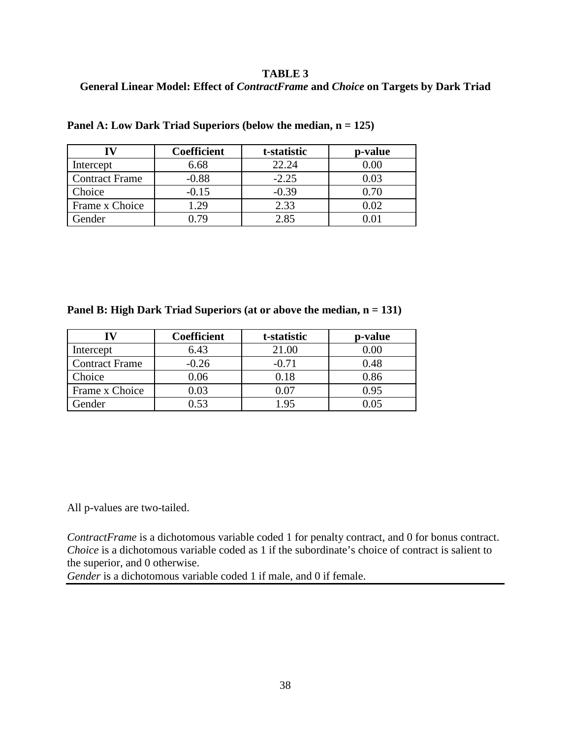**TABLE 3**
**General Linear Model: Effect of *ContractFrame* and *Choice* on Targets by Dark Triad**

**Panel A: Low Dark Triad Superiors (below the median, n = 125)**

| IV | Coefficient | t-statistic | p-value |
|---|---|---|---|
| Intercept | 6.68 | 22.24 | 0.00 |
| Contract Frame | -0.88 | -2.25 | 0.03 |
| Choice | -0.15 | -0.39 | 0.70 |
| Frame x Choice | 1.29 | 2.33 | 0.02 |
| Gender | 0.79 | 2.85 | 0.01 |

**Panel B: High Dark Triad Superiors (at or above the median, n = 131)**

| IV | Coefficient | t-statistic | p-value |
|---|---|---|---|
| Intercept | 6.43 | 21.00 | 0.00 |
| Contract Frame | -0.26 | -0.71 | 0.48 |
| Choice | 0.06 | 0.18 | 0.86 |
| Frame x Choice | 0.03 | 0.07 | 0.95 |
| Gender | 0.53 | 1.95 | 0.05 |

All p-values are two-tailed.

*ContractFrame* is a dichotomous variable coded 1 for penalty contract, and 0 for bonus contract.
*Choice* is a dichotomous variable coded as 1 if the subordinate's choice of contract is salient to the superior, and 0 otherwise.
*Gender* is a dichotomous variable coded 1 if male, and 0 if female.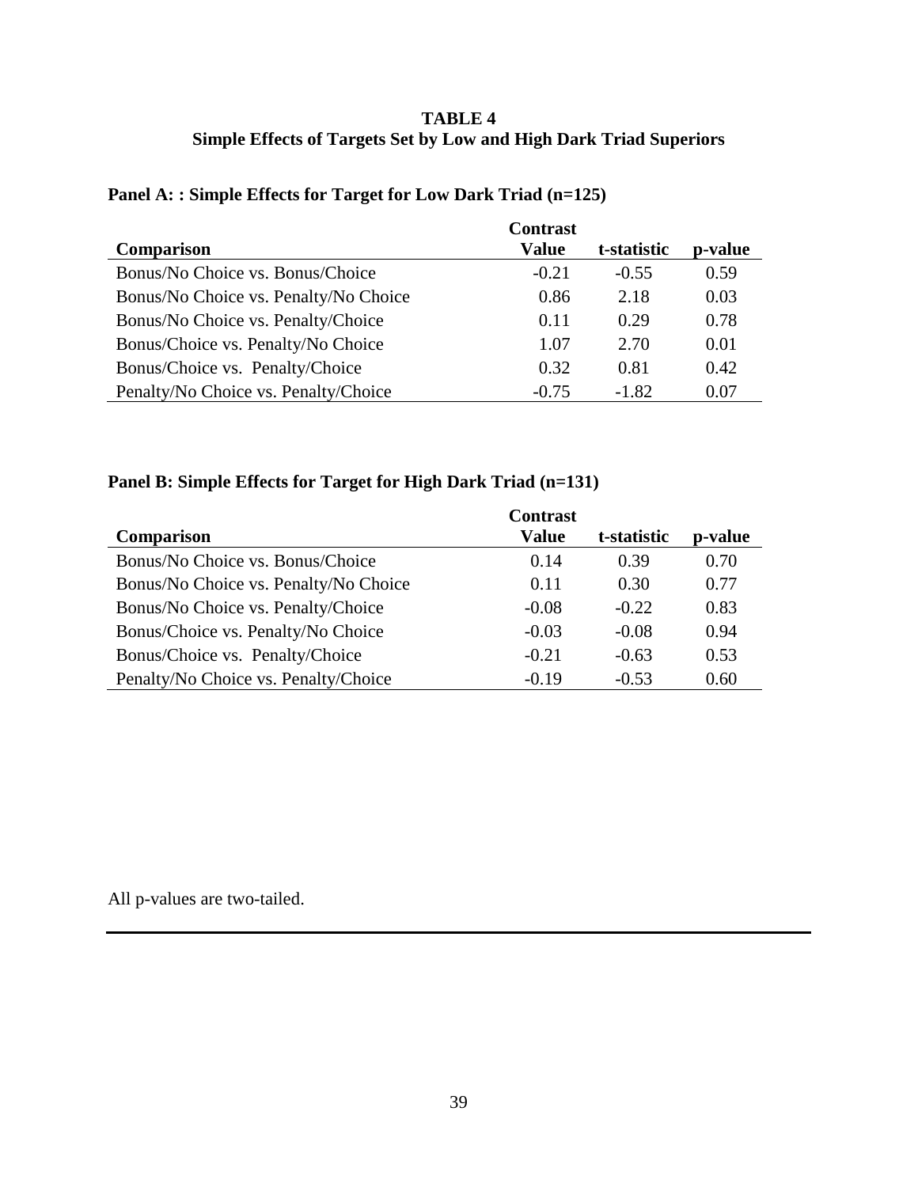**TABLE 4**
**Simple Effects of Targets Set by Low and High Dark Triad Superiors**

**Panel A: : Simple Effects for Target for Low Dark Triad (n=125)**

| Comparison | Contrast Value | t-statistic | p-value |
|---|---|---|---|
| Bonus/No Choice vs. Bonus/Choice | -0.21 | -0.55 | 0.59 |
| Bonus/No Choice vs. Penalty/No Choice | 0.86 | 2.18 | 0.03 |
| Bonus/No Choice vs. Penalty/Choice | 0.11 | 0.29 | 0.78 |
| Bonus/Choice vs. Penalty/No Choice | 1.07 | 2.70 | 0.01 |
| Bonus/Choice vs. Penalty/Choice | 0.32 | 0.81 | 0.42 |
| Penalty/No Choice vs. Penalty/Choice | -0.75 | -1.82 | 0.07 |

**Panel B: Simple Effects for Target for High Dark Triad (n=131)**

| Comparison | Contrast Value | t-statistic | p-value |
|---|---|---|---|
| Bonus/No Choice vs. Bonus/Choice | 0.14 | 0.39 | 0.70 |
| Bonus/No Choice vs. Penalty/No Choice | 0.11 | 0.30 | 0.77 |
| Bonus/No Choice vs. Penalty/Choice | -0.08 | -0.22 | 0.83 |
| Bonus/Choice vs. Penalty/No Choice | -0.03 | -0.08 | 0.94 |
| Bonus/Choice vs. Penalty/Choice | -0.21 | -0.63 | 0.53 |
| Penalty/No Choice vs. Penalty/Choice | -0.19 | -0.53 | 0.60 |

All p-values are two-tailed.